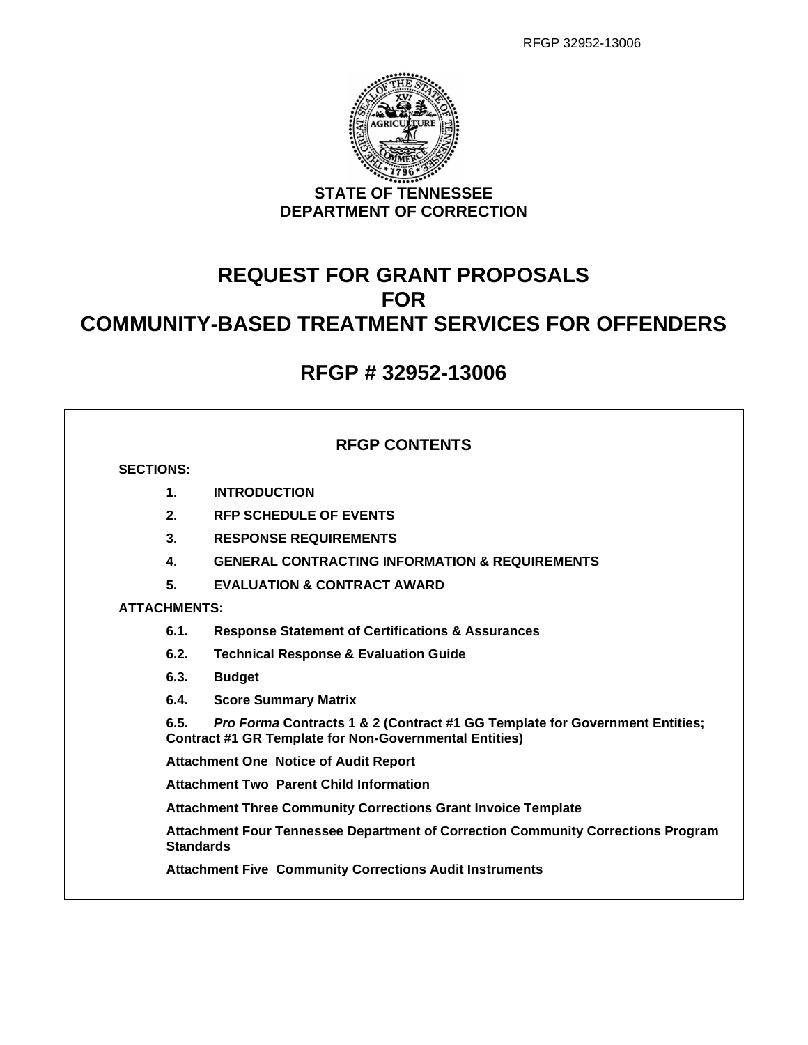**STATE OF TENNESSEE**
**DEPARTMENT OF CORRECTION**

# REQUEST FOR GRANT PROPOSALS FOR COMMUNITY-BASED TREATMENT SERVICES FOR OFFENDERS

# RFGP # 32952-13006

## RFGP CONTENTS

**SECTIONS:**

1. **INTRODUCTION**
2. **RFP SCHEDULE OF EVENTS**
3. **RESPONSE REQUIREMENTS**
4. **GENERAL CONTRACTING INFORMATION & REQUIREMENTS**
5. **EVALUATION & CONTRACT AWARD**

**ATTACHMENTS:**

- **6.1. Response Statement of Certifications & Assurances**
- **6.2. Technical Response & Evaluation Guide**
- **6.3. Budget**
- **6.4. Score Summary Matrix**
- **6.5. *Pro Forma* Contracts 1 & 2 (Contract #1 GG Template for Government Entities; Contract #1 GR Template for Non-Governmental Entities)**
- **Attachment One Notice of Audit Report**
- **Attachment Two Parent Child Information**
- **Attachment Three Community Corrections Grant Invoice Template**
- **Attachment Four Tennessee Department of Correction Community Corrections Program Standards**
- **Attachment Five Community Corrections Audit Instruments**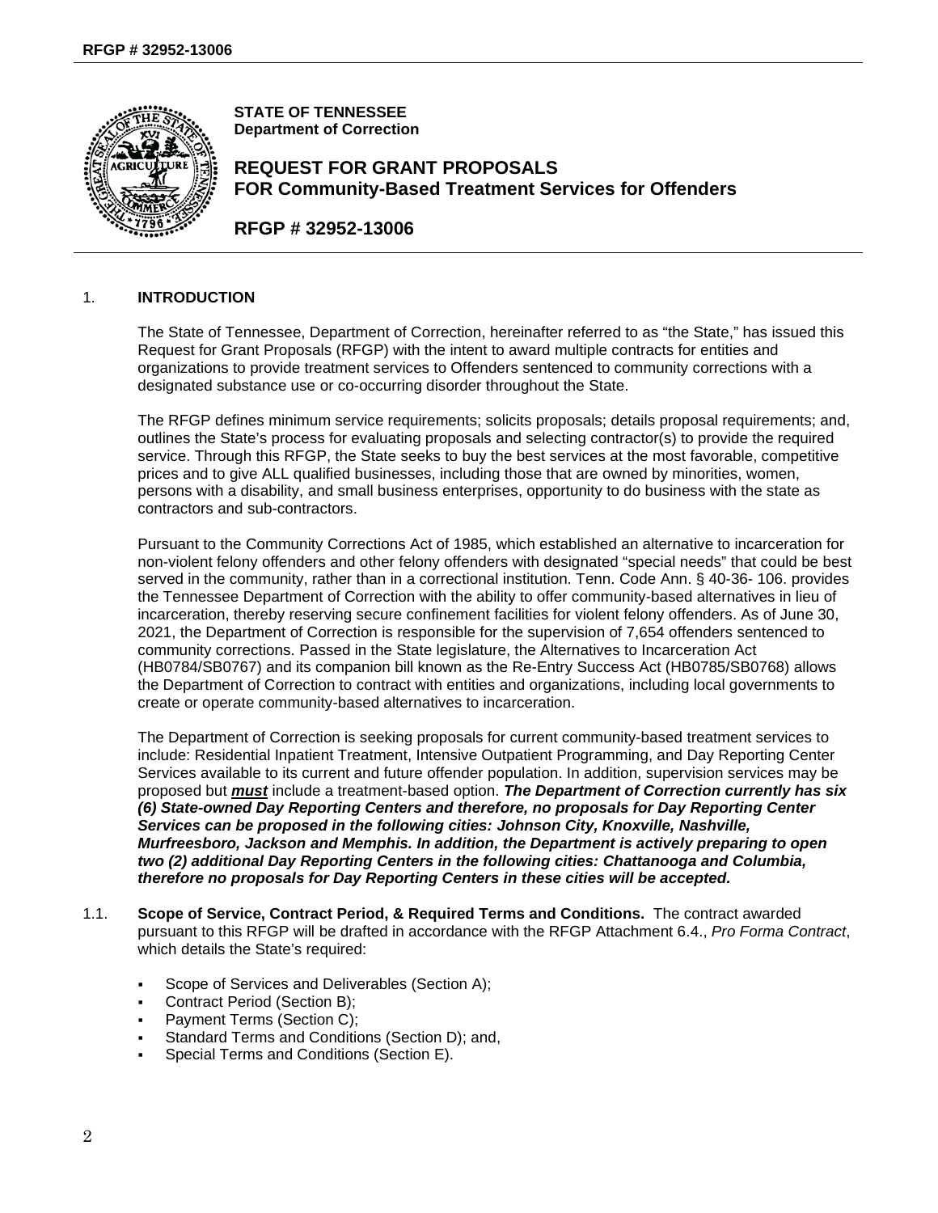**STATE OF TENNESSEE**
**Department of Correction**

# REQUEST FOR GRANT PROPOSALS FOR Community-Based Treatment Services for Offenders

## RFGP # 32952-13006

## 1. INTRODUCTION

The State of Tennessee, Department of Correction, hereinafter referred to as "the State," has issued this Request for Grant Proposals (RFGP) with the intent to award multiple contracts for entities and organizations to provide treatment services to Offenders sentenced to community corrections with a designated substance use or co-occurring disorder throughout the State.

The RFGP defines minimum service requirements; solicits proposals; details proposal requirements; and, outlines the State's process for evaluating proposals and selecting contractor(s) to provide the required service. Through this RFGP, the State seeks to buy the best services at the most favorable, competitive prices and to give ALL qualified businesses, including those that are owned by minorities, women, persons with a disability, and small business enterprises, opportunity to do business with the state as contractors and sub-contractors.

Pursuant to the Community Corrections Act of 1985, which established an alternative to incarceration for non-violent felony offenders and other felony offenders with designated "special needs" that could be best served in the community, rather than in a correctional institution. Tenn. Code Ann. § 40-36- 106. provides the Tennessee Department of Correction with the ability to offer community-based alternatives in lieu of incarceration, thereby reserving secure confinement facilities for violent felony offenders. As of June 30, 2021, the Department of Correction is responsible for the supervision of 7,654 offenders sentenced to community corrections. Passed in the State legislature, the Alternatives to Incarceration Act (HB0784/SB0767) and its companion bill known as the Re-Entry Success Act (HB0785/SB0768) allows the Department of Correction to contract with entities and organizations, including local governments to create or operate community-based alternatives to incarceration.

The Department of Correction is seeking proposals for current community-based treatment services to include: Residential Inpatient Treatment, Intensive Outpatient Programming, and Day Reporting Center Services available to its current and future offender population. In addition, supervision services may be proposed but ***must*** include a treatment-based option. ***The Department of Correction currently has six (6) State-owned Day Reporting Centers and therefore, no proposals for Day Reporting Center Services can be proposed in the following cities: Johnson City, Knoxville, Nashville, Murfreesboro, Jackson and Memphis. In addition, the Department is actively preparing to open two (2) additional Day Reporting Centers in the following cities: Chattanooga and Columbia, therefore no proposals for Day Reporting Centers in these cities will be accepted.***

1.1. **Scope of Service, Contract Period, & Required Terms and Conditions.** The contract awarded pursuant to this RFGP will be drafted in accordance with the RFGP Attachment 6.4., *Pro Forma Contract*, which details the State's required:

- Scope of Services and Deliverables (Section A);
- Contract Period (Section B);
- Payment Terms (Section C);
- Standard Terms and Conditions (Section D); and,
- Special Terms and Conditions (Section E).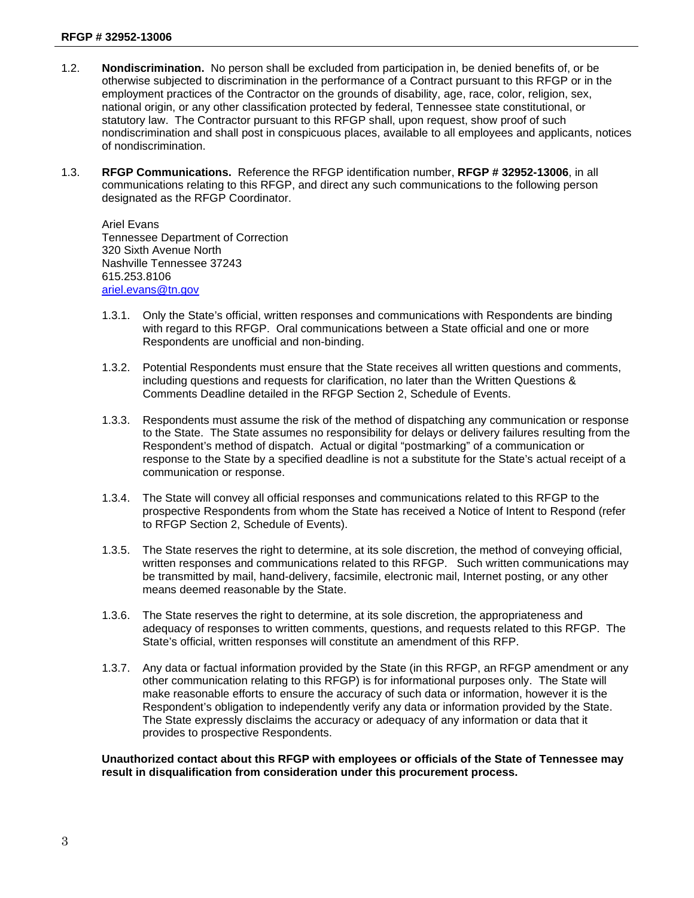1.2. **Nondiscrimination.** No person shall be excluded from participation in, be denied benefits of, or be otherwise subjected to discrimination in the performance of a Contract pursuant to this RFGP or in the employment practices of the Contractor on the grounds of disability, age, race, color, religion, sex, national origin, or any other classification protected by federal, Tennessee state constitutional, or statutory law. The Contractor pursuant to this RFGP shall, upon request, show proof of such nondiscrimination and shall post in conspicuous places, available to all employees and applicants, notices of nondiscrimination.

1.3. **RFGP Communications.** Reference the RFGP identification number, **RFGP # 32952-13006**, in all communications relating to this RFGP, and direct any such communications to the following person designated as the RFGP Coordinator.

Ariel Evans
Tennessee Department of Correction
320 Sixth Avenue North
Nashville Tennessee 37243
615.253.8106
ariel.evans@tn.gov

1.3.1. Only the State's official, written responses and communications with Respondents are binding with regard to this RFGP. Oral communications between a State official and one or more Respondents are unofficial and non-binding.

1.3.2. Potential Respondents must ensure that the State receives all written questions and comments, including questions and requests for clarification, no later than the Written Questions & Comments Deadline detailed in the RFGP Section 2, Schedule of Events.

1.3.3. Respondents must assume the risk of the method of dispatching any communication or response to the State. The State assumes no responsibility for delays or delivery failures resulting from the Respondent's method of dispatch. Actual or digital "postmarking" of a communication or response to the State by a specified deadline is not a substitute for the State's actual receipt of a communication or response.

1.3.4. The State will convey all official responses and communications related to this RFGP to the prospective Respondents from whom the State has received a Notice of Intent to Respond (refer to RFGP Section 2, Schedule of Events).

1.3.5. The State reserves the right to determine, at its sole discretion, the method of conveying official, written responses and communications related to this RFGP. Such written communications may be transmitted by mail, hand-delivery, facsimile, electronic mail, Internet posting, or any other means deemed reasonable by the State.

1.3.6. The State reserves the right to determine, at its sole discretion, the appropriateness and adequacy of responses to written comments, questions, and requests related to this RFGP. The State's official, written responses will constitute an amendment of this RFP.

1.3.7. Any data or factual information provided by the State (in this RFGP, an RFGP amendment or any other communication relating to this RFGP) is for informational purposes only. The State will make reasonable efforts to ensure the accuracy of such data or information, however it is the Respondent's obligation to independently verify any data or information provided by the State. The State expressly disclaims the accuracy or adequacy of any information or data that it provides to prospective Respondents.

**Unauthorized contact about this RFGP with employees or officials of the State of Tennessee may result in disqualification from consideration under this procurement process.**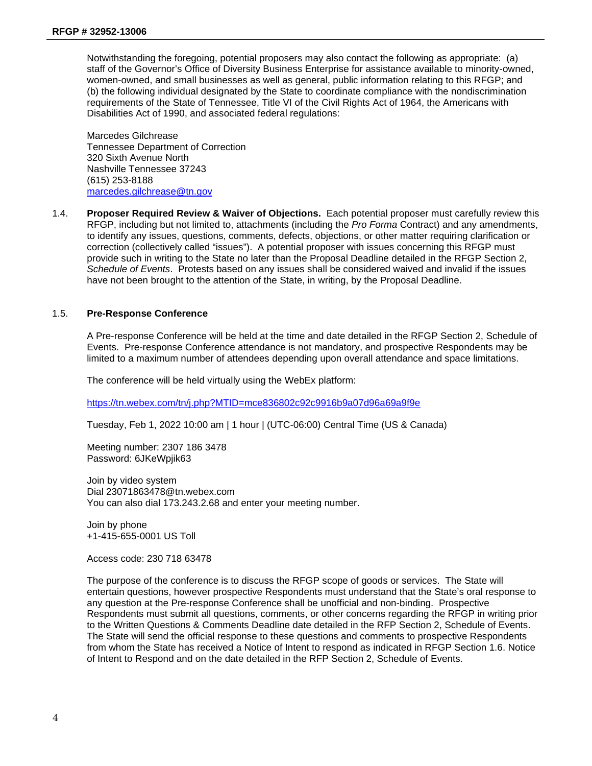Notwithstanding the foregoing, potential proposers may also contact the following as appropriate: (a) staff of the Governor's Office of Diversity Business Enterprise for assistance available to minority-owned, women-owned, and small businesses as well as general, public information relating to this RFGP; and (b) the following individual designated by the State to coordinate compliance with the nondiscrimination requirements of the State of Tennessee, Title VI of the Civil Rights Act of 1964, the Americans with Disabilities Act of 1990, and associated federal regulations:

Marcedes Gilchrease
Tennessee Department of Correction
320 Sixth Avenue North
Nashville Tennessee 37243
(615) 253-8188
marcedes.gilchrease@tn.gov

1.4. **Proposer Required Review & Waiver of Objections.** Each potential proposer must carefully review this RFGP, including but not limited to, attachments (including the *Pro Forma* Contract) and any amendments, to identify any issues, questions, comments, defects, objections, or other matter requiring clarification or correction (collectively called "issues"). A potential proposer with issues concerning this RFGP must provide such in writing to the State no later than the Proposal Deadline detailed in the RFGP Section 2, *Schedule of Events*. Protests based on any issues shall be considered waived and invalid if the issues have not been brought to the attention of the State, in writing, by the Proposal Deadline.

1.5. **Pre-Response Conference**

A Pre-response Conference will be held at the time and date detailed in the RFGP Section 2, Schedule of Events. Pre-response Conference attendance is not mandatory, and prospective Respondents may be limited to a maximum number of attendees depending upon overall attendance and space limitations.

The conference will be held virtually using the WebEx platform:

https://tn.webex.com/tn/j.php?MTID=mce836802c92c9916b9a07d96a69a9f9e

Tuesday, Feb 1, 2022 10:00 am | 1 hour | (UTC-06:00) Central Time (US & Canada)

Meeting number: 2307 186 3478
Password: 6JKeWpjik63

Join by video system
Dial 23071863478@tn.webex.com
You can also dial 173.243.2.68 and enter your meeting number.

Join by phone
+1-415-655-0001 US Toll

Access code: 230 718 63478

The purpose of the conference is to discuss the RFGP scope of goods or services. The State will entertain questions, however prospective Respondents must understand that the State's oral response to any question at the Pre-response Conference shall be unofficial and non-binding. Prospective Respondents must submit all questions, comments, or other concerns regarding the RFGP in writing prior to the Written Questions & Comments Deadline date detailed in the RFP Section 2, Schedule of Events. The State will send the official response to these questions and comments to prospective Respondents from whom the State has received a Notice of Intent to respond as indicated in RFGP Section 1.6. Notice of Intent to Respond and on the date detailed in the RFP Section 2, Schedule of Events.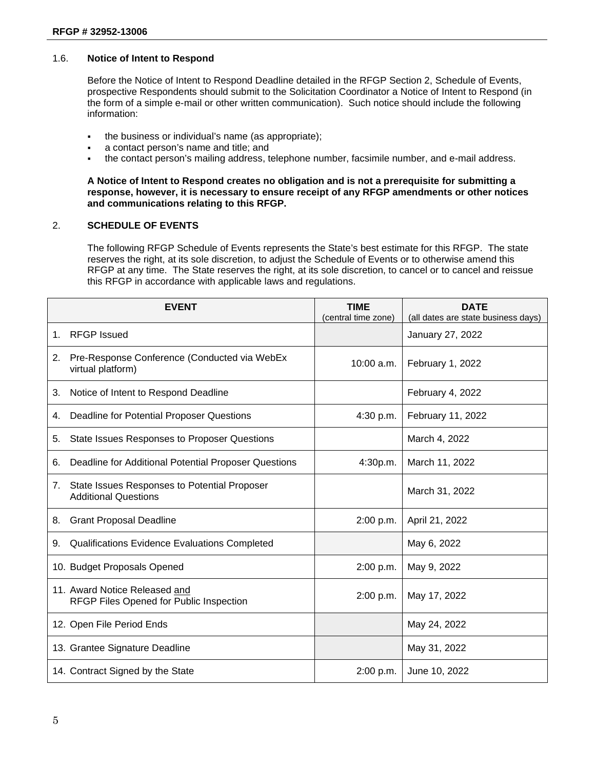### 1.6. Notice of Intent to Respond

Before the Notice of Intent to Respond Deadline detailed in the RFGP Section 2, Schedule of Events, prospective Respondents should submit to the Solicitation Coordinator a Notice of Intent to Respond (in the form of a simple e-mail or other written communication). Such notice should include the following information:

- the business or individual's name (as appropriate);
- a contact person's name and title; and
- the contact person's mailing address, telephone number, facsimile number, and e-mail address.

**A Notice of Intent to Respond creates no obligation and is not a prerequisite for submitting a response, however, it is necessary to ensure receipt of any RFGP amendments or other notices and communications relating to this RFGP.**

## 2. SCHEDULE OF EVENTS

The following RFGP Schedule of Events represents the State's best estimate for this RFGP. The state reserves the right, at its sole discretion, to adjust the Schedule of Events or to otherwise amend this RFGP at any time. The State reserves the right, at its sole discretion, to cancel or to cancel and reissue this RFGP in accordance with applicable laws and regulations.

| EVENT | TIME (central time zone) | DATE (all dates are state business days) |
|---|---|---|
| 1. RFGP Issued | | January 27, 2022 |
| 2. Pre-Response Conference (Conducted via WebEx virtual platform) | 10:00 a.m. | February 1, 2022 |
| 3. Notice of Intent to Respond Deadline | | February 4, 2022 |
| 4. Deadline for Potential Proposer Questions | 4:30 p.m. | February 11, 2022 |
| 5. State Issues Responses to Proposer Questions | | March 4, 2022 |
| 6. Deadline for Additional Potential Proposer Questions | 4:30p.m. | March 11, 2022 |
| 7. State Issues Responses to Potential Proposer Additional Questions | | March 31, 2022 |
| 8. Grant Proposal Deadline | 2:00 p.m. | April 21, 2022 |
| 9. Qualifications Evidence Evaluations Completed | | May 6, 2022 |
| 10. Budget Proposals Opened | 2:00 p.m. | May 9, 2022 |
| 11. Award Notice Released and RFGP Files Opened for Public Inspection | 2:00 p.m. | May 17, 2022 |
| 12. Open File Period Ends | | May 24, 2022 |
| 13. Grantee Signature Deadline | | May 31, 2022 |
| 14. Contract Signed by the State | 2:00 p.m. | June 10, 2022 |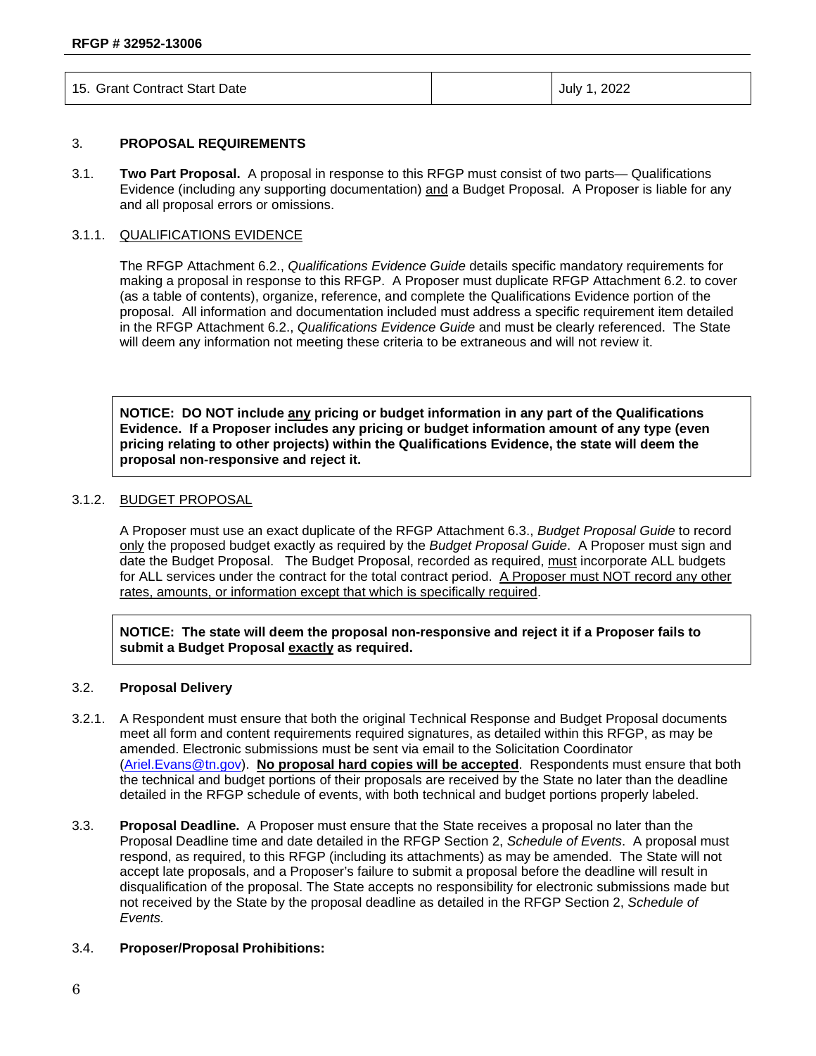| 15. Grant Contract Start Date | | July 1, 2022 |
|---|---|---|

3. **PROPOSAL REQUIREMENTS**

3.1. **Two Part Proposal.** A proposal in response to this RFGP must consist of two parts— Qualifications Evidence (including any supporting documentation) <u>and</u> a Budget Proposal. A Proposer is liable for any and all proposal errors or omissions.

3.1.1. <u>QUALIFICATIONS EVIDENCE</u>

The RFGP Attachment 6.2., *Qualifications Evidence Guide* details specific mandatory requirements for making a proposal in response to this RFGP. A Proposer must duplicate RFGP Attachment 6.2. to cover (as a table of contents), organize, reference, and complete the Qualifications Evidence portion of the proposal. All information and documentation included must address a specific requirement item detailed in the RFGP Attachment 6.2., *Qualifications Evidence Guide* and must be clearly referenced. The State will deem any information not meeting these criteria to be extraneous and will not review it.

> **NOTICE: DO NOT include <u>any</u> pricing or budget information in any part of the Qualifications Evidence. If a Proposer includes any pricing or budget information amount of any type (even pricing relating to other projects) within the Qualifications Evidence, the state will deem the proposal non-responsive and reject it.**

3.1.2. <u>BUDGET PROPOSAL</u>

A Proposer must use an exact duplicate of the RFGP Attachment 6.3., *Budget Proposal Guide* to record <u>only</u> the proposed budget exactly as required by the *Budget Proposal Guide*. A Proposer must sign and date the Budget Proposal. The Budget Proposal, recorded as required, <u>must</u> incorporate ALL budgets for ALL services under the contract for the total contract period. <u>A Proposer must NOT record any other rates, amounts, or information except that which is specifically required</u>.

> **NOTICE: The state will deem the proposal non-responsive and reject it if a Proposer fails to submit a Budget Proposal <u>exactly</u> as required.**

3.2. **Proposal Delivery**

3.2.1. A Respondent must ensure that both the original Technical Response and Budget Proposal documents meet all form and content requirements required signatures, as detailed within this RFGP, as may be amended. Electronic submissions must be sent via email to the Solicitation Coordinator (Ariel.Evans@tn.gov). **<u>No proposal hard copies will be accepted</u>**. Respondents must ensure that both the technical and budget portions of their proposals are received by the State no later than the deadline detailed in the RFGP schedule of events, with both technical and budget portions properly labeled.

3.3. **Proposal Deadline.** A Proposer must ensure that the State receives a proposal no later than the Proposal Deadline time and date detailed in the RFGP Section 2, *Schedule of Events*. A proposal must respond, as required, to this RFGP (including its attachments) as may be amended. The State will not accept late proposals, and a Proposer's failure to submit a proposal before the deadline will result in disqualification of the proposal. The State accepts no responsibility for electronic submissions made but not received by the State by the proposal deadline as detailed in the RFGP Section 2, *Schedule of Events.*

3.4. **Proposer/Proposal Prohibitions:**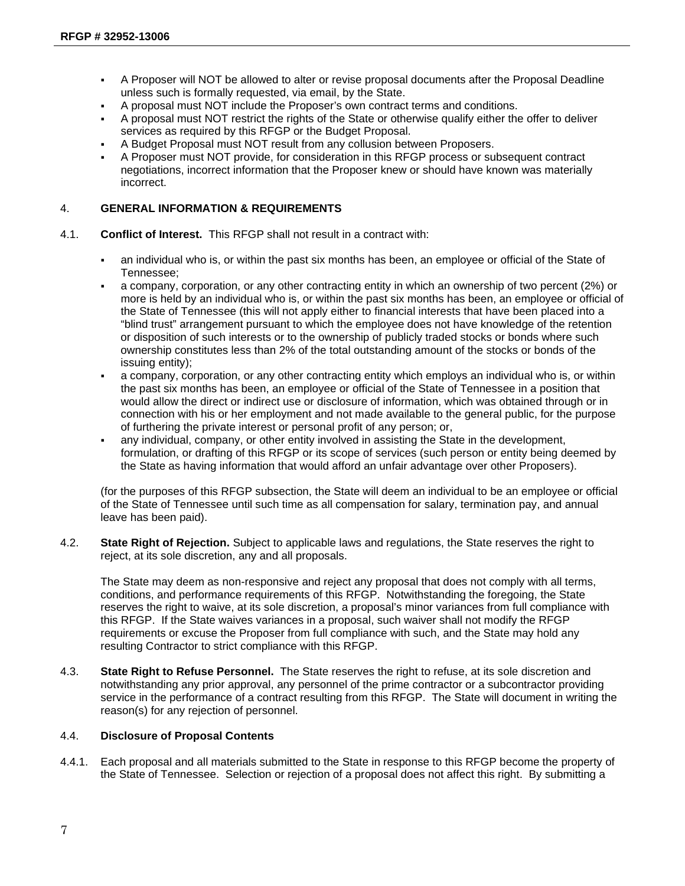- A Proposer will NOT be allowed to alter or revise proposal documents after the Proposal Deadline unless such is formally requested, via email, by the State.
- A proposal must NOT include the Proposer's own contract terms and conditions.
- A proposal must NOT restrict the rights of the State or otherwise qualify either the offer to deliver services as required by this RFGP or the Budget Proposal.
- A Budget Proposal must NOT result from any collusion between Proposers.
- A Proposer must NOT provide, for consideration in this RFGP process or subsequent contract negotiations, incorrect information that the Proposer knew or should have known was materially incorrect.

## 4. GENERAL INFORMATION & REQUIREMENTS

4.1. **Conflict of Interest.** This RFGP shall not result in a contract with:

- an individual who is, or within the past six months has been, an employee or official of the State of Tennessee;
- a company, corporation, or any other contracting entity in which an ownership of two percent (2%) or more is held by an individual who is, or within the past six months has been, an employee or official of the State of Tennessee (this will not apply either to financial interests that have been placed into a "blind trust" arrangement pursuant to which the employee does not have knowledge of the retention or disposition of such interests or to the ownership of publicly traded stocks or bonds where such ownership constitutes less than 2% of the total outstanding amount of the stocks or bonds of the issuing entity);
- a company, corporation, or any other contracting entity which employs an individual who is, or within the past six months has been, an employee or official of the State of Tennessee in a position that would allow the direct or indirect use or disclosure of information, which was obtained through or in connection with his or her employment and not made available to the general public, for the purpose of furthering the private interest or personal profit of any person; or,
- any individual, company, or other entity involved in assisting the State in the development, formulation, or drafting of this RFGP or its scope of services (such person or entity being deemed by the State as having information that would afford an unfair advantage over other Proposers).

(for the purposes of this RFGP subsection, the State will deem an individual to be an employee or official of the State of Tennessee until such time as all compensation for salary, termination pay, and annual leave has been paid).

4.2. **State Right of Rejection.** Subject to applicable laws and regulations, the State reserves the right to reject, at its sole discretion, any and all proposals.

The State may deem as non-responsive and reject any proposal that does not comply with all terms, conditions, and performance requirements of this RFGP. Notwithstanding the foregoing, the State reserves the right to waive, at its sole discretion, a proposal's minor variances from full compliance with this RFGP. If the State waives variances in a proposal, such waiver shall not modify the RFGP requirements or excuse the Proposer from full compliance with such, and the State may hold any resulting Contractor to strict compliance with this RFGP.

4.3. **State Right to Refuse Personnel.** The State reserves the right to refuse, at its sole discretion and notwithstanding any prior approval, any personnel of the prime contractor or a subcontractor providing service in the performance of a contract resulting from this RFGP. The State will document in writing the reason(s) for any rejection of personnel.

### 4.4. Disclosure of Proposal Contents

4.4.1. Each proposal and all materials submitted to the State in response to this RFGP become the property of the State of Tennessee. Selection or rejection of a proposal does not affect this right. By submitting a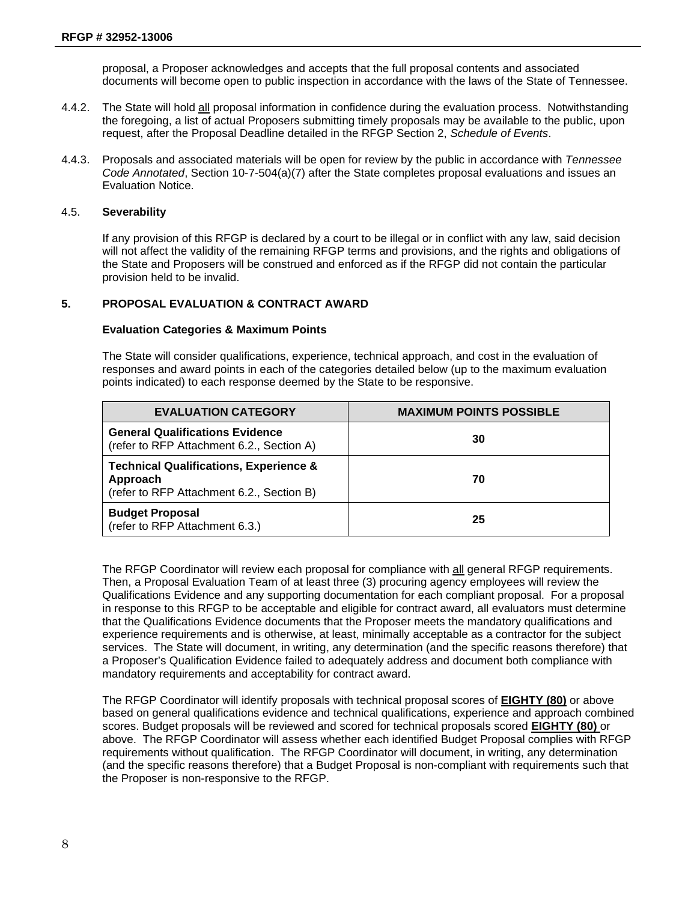proposal, a Proposer acknowledges and accepts that the full proposal contents and associated documents will become open to public inspection in accordance with the laws of the State of Tennessee.

4.4.2. The State will hold <u>all</u> proposal information in confidence during the evaluation process. Notwithstanding the foregoing, a list of actual Proposers submitting timely proposals may be available to the public, upon request, after the Proposal Deadline detailed in the RFGP Section 2, *Schedule of Events*.

4.4.3. Proposals and associated materials will be open for review by the public in accordance with *Tennessee Code Annotated*, Section 10-7-504(a)(7) after the State completes proposal evaluations and issues an Evaluation Notice.

### 4.5. Severability

If any provision of this RFGP is declared by a court to be illegal or in conflict with any law, said decision will not affect the validity of the remaining RFGP terms and provisions, and the rights and obligations of the State and Proposers will be construed and enforced as if the RFGP did not contain the particular provision held to be invalid.

## 5. PROPOSAL EVALUATION & CONTRACT AWARD

**Evaluation Categories & Maximum Points**

The State will consider qualifications, experience, technical approach, and cost in the evaluation of responses and award points in each of the categories detailed below (up to the maximum evaluation points indicated) to each response deemed by the State to be responsive.

| EVALUATION CATEGORY | MAXIMUM POINTS POSSIBLE |
|---|---|
| **General Qualifications Evidence** (refer to RFP Attachment 6.2., Section A) | **30** |
| **Technical Qualifications, Experience & Approach** (refer to RFP Attachment 6.2., Section B) | **70** |
| **Budget Proposal** (refer to RFP Attachment 6.3.) | **25** |

The RFGP Coordinator will review each proposal for compliance with <u>all</u> general RFGP requirements. Then, a Proposal Evaluation Team of at least three (3) procuring agency employees will review the Qualifications Evidence and any supporting documentation for each compliant proposal. For a proposal in response to this RFGP to be acceptable and eligible for contract award, all evaluators must determine that the Qualifications Evidence documents that the Proposer meets the mandatory qualifications and experience requirements and is otherwise, at least, minimally acceptable as a contractor for the subject services. The State will document, in writing, any determination (and the specific reasons therefore) that a Proposer's Qualification Evidence failed to adequately address and document both compliance with mandatory requirements and acceptability for contract award.

The RFGP Coordinator will identify proposals with technical proposal scores of **<u>EIGHTY (80)</u>** or above based on general qualifications evidence and technical qualifications, experience and approach combined scores. Budget proposals will be reviewed and scored for technical proposals scored **<u>EIGHTY (80)</u>** or above. The RFGP Coordinator will assess whether each identified Budget Proposal complies with RFGP requirements without qualification. The RFGP Coordinator will document, in writing, any determination (and the specific reasons therefore) that a Budget Proposal is non-compliant with requirements such that the Proposer is non-responsive to the RFGP.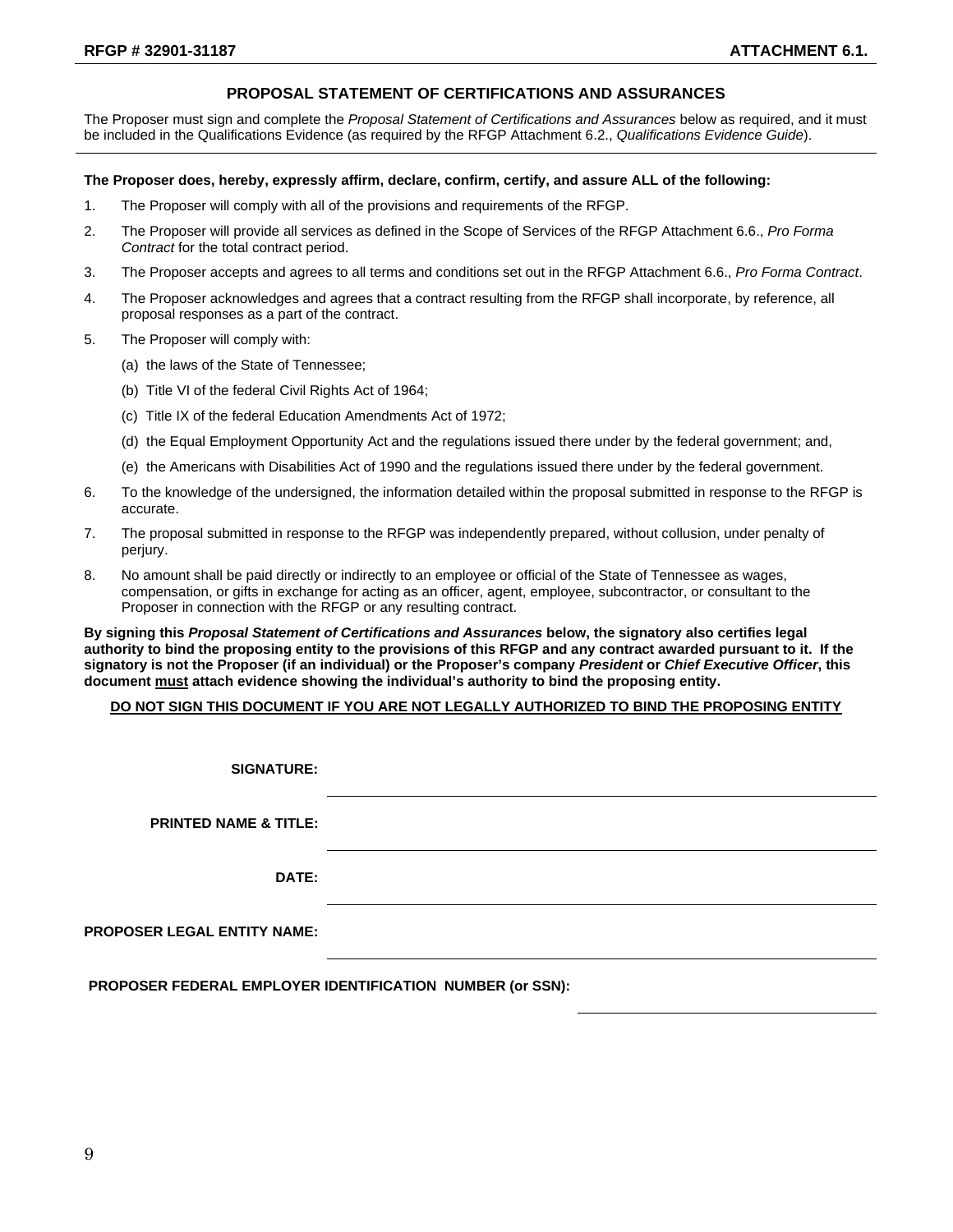**RFGP # 32901-31187** **ATTACHMENT 6.1.**

## PROPOSAL STATEMENT OF CERTIFICATIONS AND ASSURANCES

The Proposer must sign and complete the *Proposal Statement of Certifications and Assurances* below as required, and it must be included in the Qualifications Evidence (as required by the RFGP Attachment 6.2., *Qualifications Evidence Guide*).

---

**The Proposer does, hereby, expressly affirm, declare, confirm, certify, and assure ALL of the following:**

1. The Proposer will comply with all of the provisions and requirements of the RFGP.
2. The Proposer will provide all services as defined in the Scope of Services of the RFGP Attachment 6.6., *Pro Forma Contract* for the total contract period.
3. The Proposer accepts and agrees to all terms and conditions set out in the RFGP Attachment 6.6., *Pro Forma Contract*.
4. The Proposer acknowledges and agrees that a contract resulting from the RFGP shall incorporate, by reference, all proposal responses as a part of the contract.
5. The Proposer will comply with:
   (a) the laws of the State of Tennessee;
   (b) Title VI of the federal Civil Rights Act of 1964;
   (c) Title IX of the federal Education Amendments Act of 1972;
   (d) the Equal Employment Opportunity Act and the regulations issued there under by the federal government; and,
   (e) the Americans with Disabilities Act of 1990 and the regulations issued there under by the federal government.
6. To the knowledge of the undersigned, the information detailed within the proposal submitted in response to the RFGP is accurate.
7. The proposal submitted in response to the RFGP was independently prepared, without collusion, under penalty of perjury.
8. No amount shall be paid directly or indirectly to an employee or official of the State of Tennessee as wages, compensation, or gifts in exchange for acting as an officer, agent, employee, subcontractor, or consultant to the Proposer in connection with the RFGP or any resulting contract.

**By signing this *Proposal Statement of Certifications and Assurances* below, the signatory also certifies legal authority to bind the proposing entity to the provisions of this RFGP and any contract awarded pursuant to it. If the signatory is not the Proposer (if an individual) or the Proposer's company *President* or *Chief Executive Officer*, this document must attach evidence showing the individual's authority to bind the proposing entity.**

**DO NOT SIGN THIS DOCUMENT IF YOU ARE NOT LEGALLY AUTHORIZED TO BIND THE PROPOSING ENTITY**

**SIGNATURE:** ______________________________

**PRINTED NAME & TITLE:** ______________________________

**DATE:** ______________________________

**PROPOSER LEGAL ENTITY NAME:** ______________________________

**PROPOSER FEDERAL EMPLOYER IDENTIFICATION NUMBER (or SSN):** ______________________________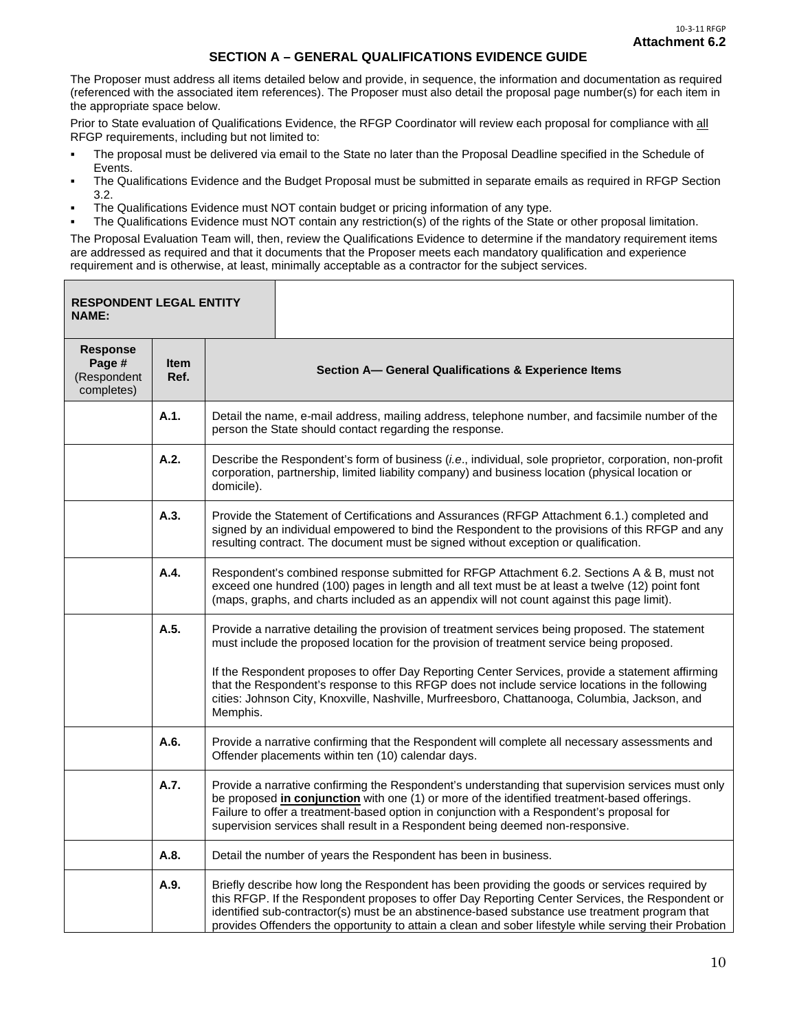# SECTION A – GENERAL QUALIFICATIONS EVIDENCE GUIDE

The Proposer must address all items detailed below and provide, in sequence, the information and documentation as required (referenced with the associated item references). The Proposer must also detail the proposal page number(s) for each item in the appropriate space below.

Prior to State evaluation of Qualifications Evidence, the RFGP Coordinator will review each proposal for compliance with all RFGP requirements, including but not limited to:

- The proposal must be delivered via email to the State no later than the Proposal Deadline specified in the Schedule of Events.
- The Qualifications Evidence and the Budget Proposal must be submitted in separate emails as required in RFGP Section 3.2.
- The Qualifications Evidence must NOT contain budget or pricing information of any type.
- The Qualifications Evidence must NOT contain any restriction(s) of the rights of the State or other proposal limitation.

The Proposal Evaluation Team will, then, review the Qualifications Evidence to determine if the mandatory requirement items are addressed as required and that it documents that the Proposer meets each mandatory qualification and experience requirement and is otherwise, at least, minimally acceptable as a contractor for the subject services.

| **RESPONDENT LEGAL ENTITY NAME:** | | |
|---|---|---|
| **Response Page # (Respondent completes)** | **Item Ref.** | **Section A— General Qualifications & Experience Items** |
| | **A.1.** | Detail the name, e-mail address, mailing address, telephone number, and facsimile number of the person the State should contact regarding the response. |
| | **A.2.** | Describe the Respondent's form of business (*i.e.*, individual, sole proprietor, corporation, non-profit corporation, partnership, limited liability company) and business location (physical location or domicile). |
| | **A.3.** | Provide the Statement of Certifications and Assurances (RFGP Attachment 6.1.) completed and signed by an individual empowered to bind the Respondent to the provisions of this RFGP and any resulting contract. The document must be signed without exception or qualification. |
| | **A.4.** | Respondent's combined response submitted for RFGP Attachment 6.2. Sections A & B, must not exceed one hundred (100) pages in length and all text must be at least a twelve (12) point font (maps, graphs, and charts included as an appendix will not count against this page limit). |
| | **A.5.** | Provide a narrative detailing the provision of treatment services being proposed. The statement must include the proposed location for the provision of treatment service being proposed.<br><br>If the Respondent proposes to offer Day Reporting Center Services, provide a statement affirming that the Respondent's response to this RFGP does not include service locations in the following cities: Johnson City, Knoxville, Nashville, Murfreesboro, Chattanooga, Columbia, Jackson, and Memphis. |
| | **A.6.** | Provide a narrative confirming that the Respondent will complete all necessary assessments and Offender placements within ten (10) calendar days. |
| | **A.7.** | Provide a narrative confirming the Respondent's understanding that supervision services must only be proposed **in conjunction** with one (1) or more of the identified treatment-based offerings. Failure to offer a treatment-based option in conjunction with a Respondent's proposal for supervision services shall result in a Respondent being deemed non-responsive. |
| | **A.8.** | Detail the number of years the Respondent has been in business. |
| | **A.9.** | Briefly describe how long the Respondent has been providing the goods or services required by this RFGP. If the Respondent proposes to offer Day Reporting Center Services, the Respondent or identified sub-contractor(s) must be an abstinence-based substance use treatment program that provides Offenders the opportunity to attain a clean and sober lifestyle while serving their Probation |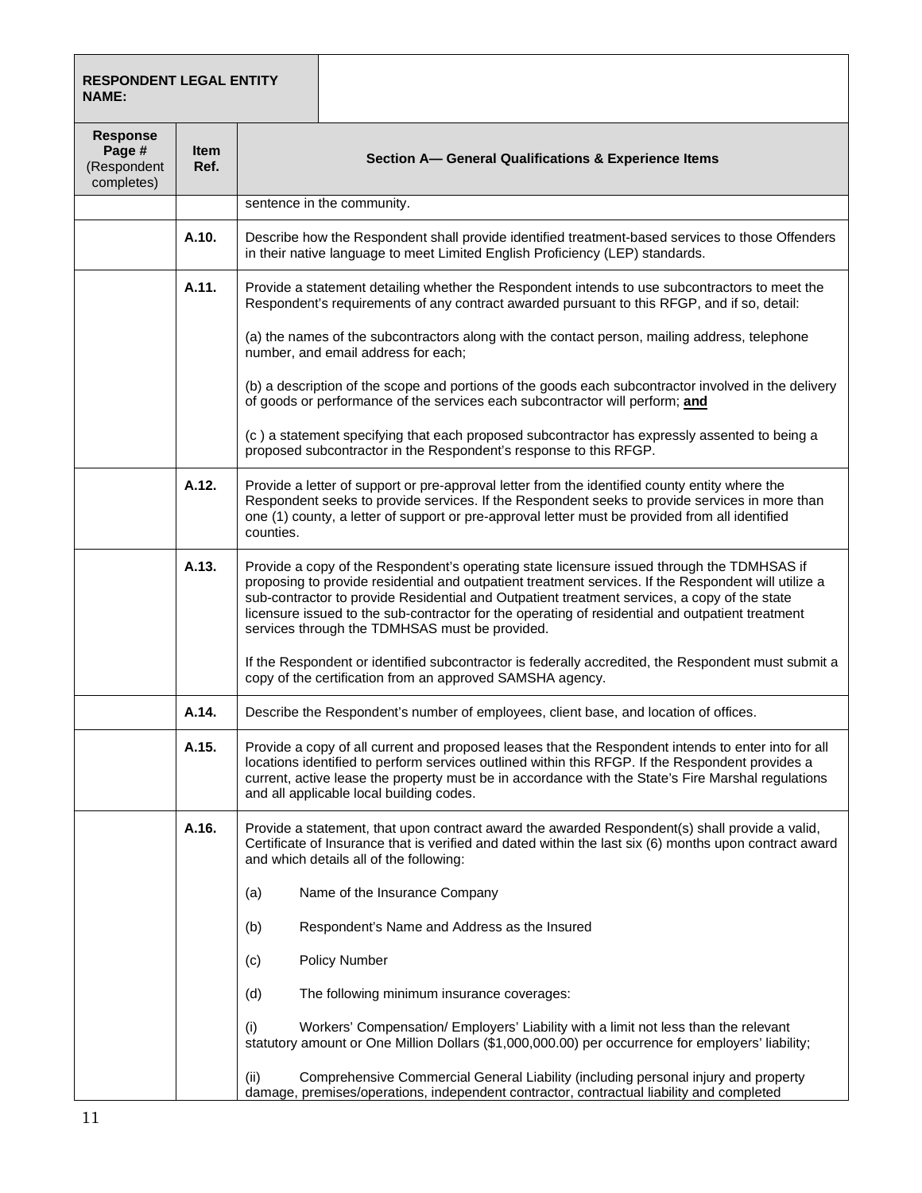| **RESPONDENT LEGAL ENTITY NAME:** | | |
|---|---|---|

| **Response Page #** (Respondent completes) | **Item Ref.** | **Section A— General Qualifications & Experience Items** |
|---|---|---|
| | | sentence in the community. |
| | **A.10.** | Describe how the Respondent shall provide identified treatment-based services to those Offenders in their native language to meet Limited English Proficiency (LEP) standards. |
| | **A.11.** | Provide a statement detailing whether the Respondent intends to use subcontractors to meet the Respondent's requirements of any contract awarded pursuant to this RFGP, and if so, detail:<br><br>(a) the names of the subcontractors along with the contact person, mailing address, telephone number, and email address for each;<br><br>(b) a description of the scope and portions of the goods each subcontractor involved in the delivery of goods or performance of the services each subcontractor will perform; **<u>and</u>**<br><br>(c ) a statement specifying that each proposed subcontractor has expressly assented to being a proposed subcontractor in the Respondent's response to this RFGP. |
| | **A.12.** | Provide a letter of support or pre-approval letter from the identified county entity where the Respondent seeks to provide services. If the Respondent seeks to provide services in more than one (1) county, a letter of support or pre-approval letter must be provided from all identified counties. |
| | **A.13.** | Provide a copy of the Respondent's operating state licensure issued through the TDMHSAS if proposing to provide residential and outpatient treatment services. If the Respondent will utilize a sub-contractor to provide Residential and Outpatient treatment services, a copy of the state licensure issued to the sub-contractor for the operating of residential and outpatient treatment services through the TDMHSAS must be provided.<br><br>If the Respondent or identified subcontractor is federally accredited, the Respondent must submit a copy of the certification from an approved SAMSHA agency. |
| | **A.14.** | Describe the Respondent's number of employees, client base, and location of offices. |
| | **A.15.** | Provide a copy of all current and proposed leases that the Respondent intends to enter into for all locations identified to perform services outlined within this RFGP. If the Respondent provides a current, active lease the property must be in accordance with the State's Fire Marshal regulations and all applicable local building codes. |
| | **A.16.** | Provide a statement, that upon contract award the awarded Respondent(s) shall provide a valid, Certificate of Insurance that is verified and dated within the last six (6) months upon contract award and which details all of the following:<br><br>(a) Name of the Insurance Company<br><br>(b) Respondent's Name and Address as the Insured<br><br>(c) Policy Number<br><br>(d) The following minimum insurance coverages:<br><br>(i) Workers' Compensation/ Employers' Liability with a limit not less than the relevant statutory amount or One Million Dollars ($1,000,000.00) per occurrence for employers' liability;<br><br>(ii) Comprehensive Commercial General Liability (including personal injury and property damage, premises/operations, independent contractor, contractual liability and completed |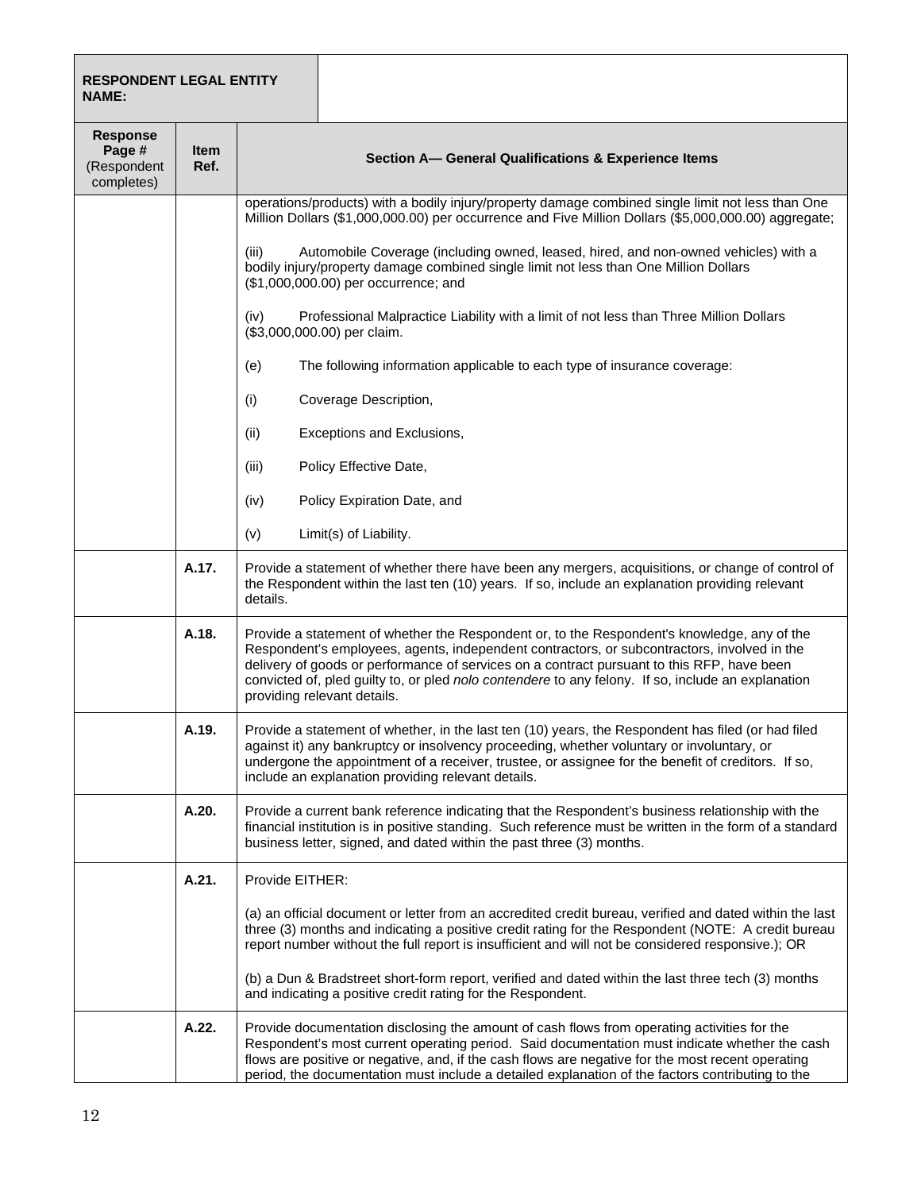| RESPONDENT LEGAL ENTITY NAME: | | |
|---|---|---|

| Response Page # (Respondent completes) | Item Ref. | Section A— General Qualifications & Experience Items |
|---|---|---|
| | | operations/products) with a bodily injury/property damage combined single limit not less than One Million Dollars ($1,000,000.00) per occurrence and Five Million Dollars ($5,000,000.00) aggregate;<br><br>(iii) Automobile Coverage (including owned, leased, hired, and non-owned vehicles) with a bodily injury/property damage combined single limit not less than One Million Dollars ($1,000,000.00) per occurrence; and<br><br>(iv) Professional Malpractice Liability with a limit of not less than Three Million Dollars ($3,000,000.00) per claim.<br><br>(e) The following information applicable to each type of insurance coverage:<br><br>(i) Coverage Description,<br><br>(ii) Exceptions and Exclusions,<br><br>(iii) Policy Effective Date,<br><br>(iv) Policy Expiration Date, and<br><br>(v) Limit(s) of Liability. |
| | **A.17.** | Provide a statement of whether there have been any mergers, acquisitions, or change of control of the Respondent within the last ten (10) years. If so, include an explanation providing relevant details. |
| | **A.18.** | Provide a statement of whether the Respondent or, to the Respondent's knowledge, any of the Respondent's employees, agents, independent contractors, or subcontractors, involved in the delivery of goods or performance of services on a contract pursuant to this RFP, have been convicted of, pled guilty to, or pled *nolo contendere* to any felony. If so, include an explanation providing relevant details. |
| | **A.19.** | Provide a statement of whether, in the last ten (10) years, the Respondent has filed (or had filed against it) any bankruptcy or insolvency proceeding, whether voluntary or involuntary, or undergone the appointment of a receiver, trustee, or assignee for the benefit of creditors. If so, include an explanation providing relevant details. |
| | **A.20.** | Provide a current bank reference indicating that the Respondent's business relationship with the financial institution is in positive standing. Such reference must be written in the form of a standard business letter, signed, and dated within the past three (3) months. |
| | **A.21.** | Provide EITHER:<br><br>(a) an official document or letter from an accredited credit bureau, verified and dated within the last three (3) months and indicating a positive credit rating for the Respondent (NOTE: A credit bureau report number without the full report is insufficient and will not be considered responsive.); OR<br><br>(b) a Dun & Bradstreet short-form report, verified and dated within the last three tech (3) months and indicating a positive credit rating for the Respondent. |
| | **A.22.** | Provide documentation disclosing the amount of cash flows from operating activities for the Respondent's most current operating period. Said documentation must indicate whether the cash flows are positive or negative, and, if the cash flows are negative for the most recent operating period, the documentation must include a detailed explanation of the factors contributing to the |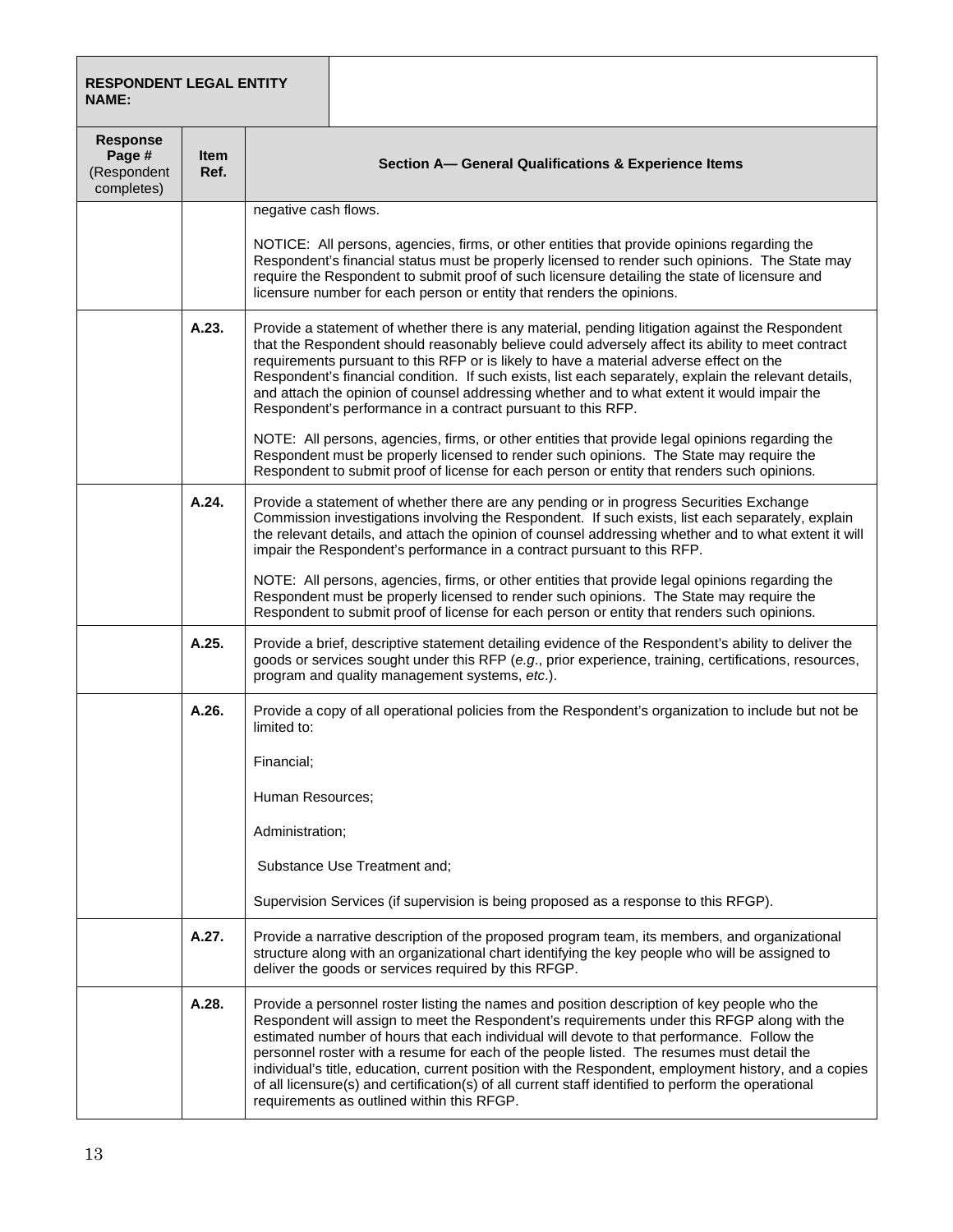| RESPONDENT LEGAL ENTITY NAME: | | |
|---|---|---|
| **Response Page #** (Respondent completes) | **Item Ref.** | **Section A— General Qualifications & Experience Items** |
| | | negative cash flows.<br><br>NOTICE: All persons, agencies, firms, or other entities that provide opinions regarding the Respondent's financial status must be properly licensed to render such opinions. The State may require the Respondent to submit proof of such licensure detailing the state of licensure and licensure number for each person or entity that renders the opinions. |
| | **A.23.** | Provide a statement of whether there is any material, pending litigation against the Respondent that the Respondent should reasonably believe could adversely affect its ability to meet contract requirements pursuant to this RFP or is likely to have a material adverse effect on the Respondent's financial condition. If such exists, list each separately, explain the relevant details, and attach the opinion of counsel addressing whether and to what extent it would impair the Respondent's performance in a contract pursuant to this RFP.<br><br>NOTE: All persons, agencies, firms, or other entities that provide legal opinions regarding the Respondent must be properly licensed to render such opinions. The State may require the Respondent to submit proof of license for each person or entity that renders such opinions. |
| | **A.24.** | Provide a statement of whether there are any pending or in progress Securities Exchange Commission investigations involving the Respondent. If such exists, list each separately, explain the relevant details, and attach the opinion of counsel addressing whether and to what extent it will impair the Respondent's performance in a contract pursuant to this RFP.<br><br>NOTE: All persons, agencies, firms, or other entities that provide legal opinions regarding the Respondent must be properly licensed to render such opinions. The State may require the Respondent to submit proof of license for each person or entity that renders such opinions. |
| | **A.25.** | Provide a brief, descriptive statement detailing evidence of the Respondent's ability to deliver the goods or services sought under this RFP (*e.g*., prior experience, training, certifications, resources, program and quality management systems, *etc*.). |
| | **A.26.** | Provide a copy of all operational policies from the Respondent's organization to include but not be limited to:<br><br>Financial;<br><br>Human Resources;<br><br>Administration;<br><br>Substance Use Treatment and;<br><br>Supervision Services (if supervision is being proposed as a response to this RFGP). |
| | **A.27.** | Provide a narrative description of the proposed program team, its members, and organizational structure along with an organizational chart identifying the key people who will be assigned to deliver the goods or services required by this RFGP. |
| | **A.28.** | Provide a personnel roster listing the names and position description of key people who the Respondent will assign to meet the Respondent's requirements under this RFGP along with the estimated number of hours that each individual will devote to that performance. Follow the personnel roster with a resume for each of the people listed. The resumes must detail the individual's title, education, current position with the Respondent, employment history, and a copies of all licensure(s) and certification(s) of all current staff identified to perform the operational requirements as outlined within this RFGP. |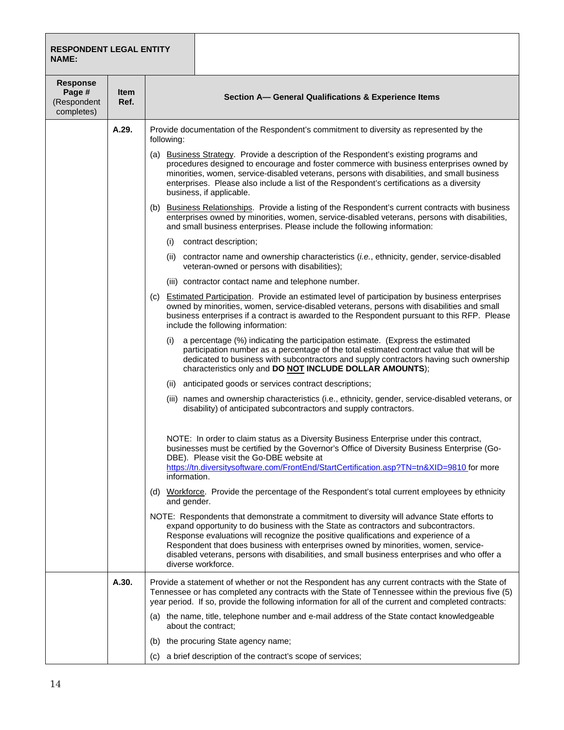| RESPONDENT LEGAL ENTITY NAME: | | |
|---|---|---|
| **Response Page #** (Respondent completes) | **Item Ref.** | **Section A— General Qualifications & Experience Items** |
| | **A.29.** | Provide documentation of the Respondent's commitment to diversity as represented by the following:<br><br>(a) Business Strategy. Provide a description of the Respondent's existing programs and procedures designed to encourage and foster commerce with business enterprises owned by minorities, women, service-disabled veterans, persons with disabilities, and small business enterprises. Please also include a list of the Respondent's certifications as a diversity business, if applicable.<br><br>(b) Business Relationships. Provide a listing of the Respondent's current contracts with business enterprises owned by minorities, women, service-disabled veterans, persons with disabilities, and small business enterprises. Please include the following information:<br><br>(i) contract description;<br><br>(ii) contractor name and ownership characteristics (*i.e.*, ethnicity, gender, service-disabled veteran-owned or persons with disabilities);<br><br>(iii) contractor contact name and telephone number.<br><br>(c) Estimated Participation. Provide an estimated level of participation by business enterprises owned by minorities, women, service-disabled veterans, persons with disabilities and small business enterprises if a contract is awarded to the Respondent pursuant to this RFP. Please include the following information:<br><br>(i) a percentage (%) indicating the participation estimate. (Express the estimated participation number as a percentage of the total estimated contract value that will be dedicated to business with subcontractors and supply contractors having such ownership characteristics only and **DO NOT INCLUDE DOLLAR AMOUNTS**);<br><br>(ii) anticipated goods or services contract descriptions;<br><br>(iii) names and ownership characteristics (i.e., ethnicity, gender, service-disabled veterans, or disability) of anticipated subcontractors and supply contractors.<br><br>NOTE: In order to claim status as a Diversity Business Enterprise under this contract, businesses must be certified by the Governor's Office of Diversity Business Enterprise (Go-DBE). Please visit the Go-DBE website at https://tn.diversitysoftware.com/FrontEnd/StartCertification.asp?TN=tn&XID=9810 for more information.<br><br>(d) Workforce. Provide the percentage of the Respondent's total current employees by ethnicity and gender.<br><br>NOTE: Respondents that demonstrate a commitment to diversity will advance State efforts to expand opportunity to do business with the State as contractors and subcontractors. Response evaluations will recognize the positive qualifications and experience of a Respondent that does business with enterprises owned by minorities, women, service-disabled veterans, persons with disabilities, and small business enterprises and who offer a diverse workforce. |
| | **A.30.** | Provide a statement of whether or not the Respondent has any current contracts with the State of Tennessee or has completed any contracts with the State of Tennessee within the previous five (5) year period. If so, provide the following information for all of the current and completed contracts:<br><br>(a) the name, title, telephone number and e-mail address of the State contact knowledgeable about the contract;<br><br>(b) the procuring State agency name;<br><br>(c) a brief description of the contract's scope of services; |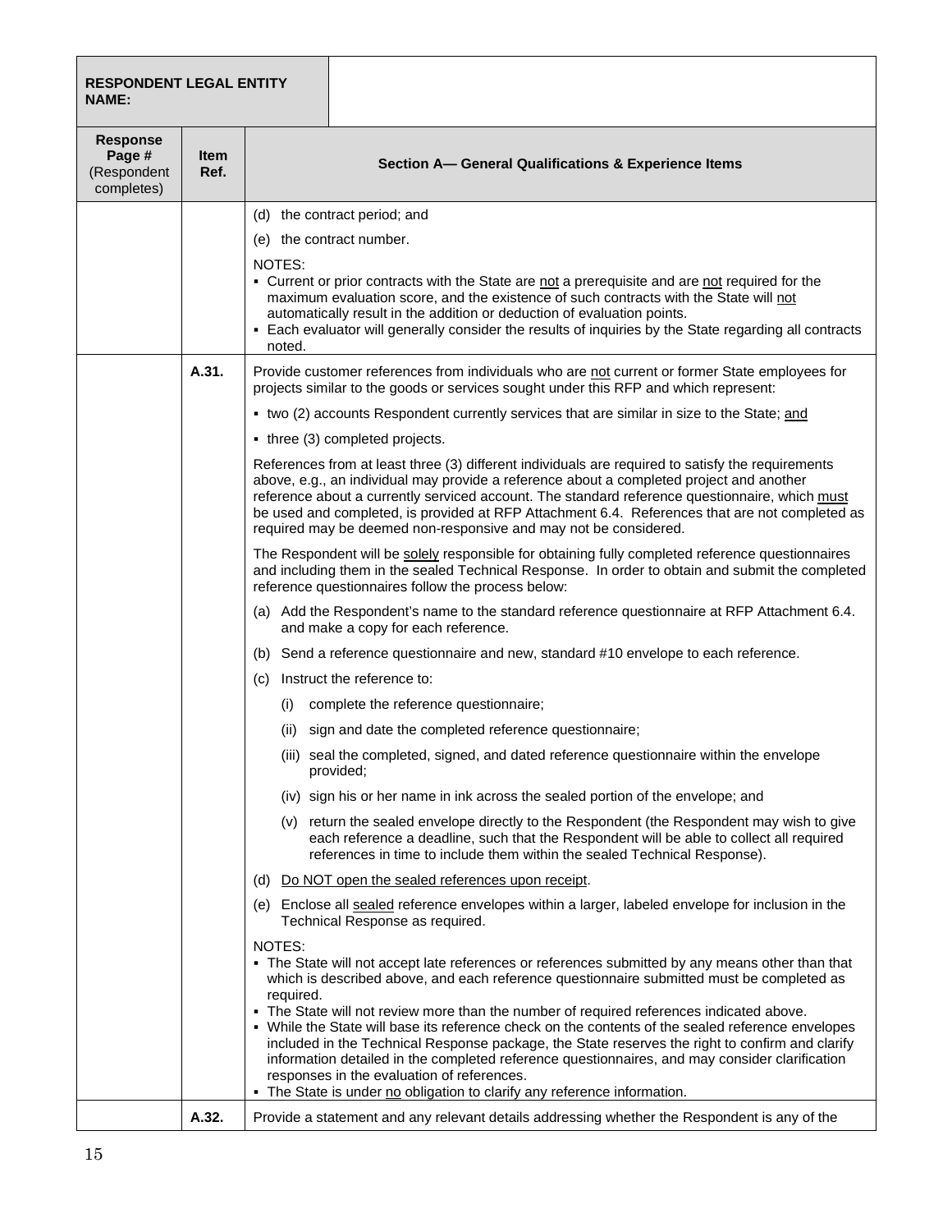| RESPONDENT LEGAL ENTITY NAME: | | |
|---|---|---|

| Response Page # (Respondent completes) | Item Ref. | Section A— General Qualifications & Experience Items |
|---|---|---|
| | | (d) the contract period; and<br>(e) the contract number.<br>NOTES:<br>▪ Current or prior contracts with the State are not a prerequisite and are not required for the maximum evaluation score, and the existence of such contracts with the State will not automatically result in the addition or deduction of evaluation points.<br>▪ Each evaluator will generally consider the results of inquiries by the State regarding all contracts noted. |
| | **A.31.** | Provide customer references from individuals who are not current or former State employees for projects similar to the goods or services sought under this RFP and which represent:<br>▪ two (2) accounts Respondent currently services that are similar in size to the State; and<br>▪ three (3) completed projects.<br>References from at least three (3) different individuals are required to satisfy the requirements above, e.g., an individual may provide a reference about a completed project and another reference about a currently serviced account. The standard reference questionnaire, which must be used and completed, is provided at RFP Attachment 6.4. References that are not completed as required may be deemed non-responsive and may not be considered.<br>The Respondent will be solely responsible for obtaining fully completed reference questionnaires and including them in the sealed Technical Response. In order to obtain and submit the completed reference questionnaires follow the process below:<br>(a) Add the Respondent's name to the standard reference questionnaire at RFP Attachment 6.4. and make a copy for each reference.<br>(b) Send a reference questionnaire and new, standard #10 envelope to each reference.<br>(c) Instruct the reference to:<br>(i) complete the reference questionnaire;<br>(ii) sign and date the completed reference questionnaire;<br>(iii) seal the completed, signed, and dated reference questionnaire within the envelope provided;<br>(iv) sign his or her name in ink across the sealed portion of the envelope; and<br>(v) return the sealed envelope directly to the Respondent (the Respondent may wish to give each reference a deadline, such that the Respondent will be able to collect all required references in time to include them within the sealed Technical Response).<br>(d) Do NOT open the sealed references upon receipt.<br>(e) Enclose all sealed reference envelopes within a larger, labeled envelope for inclusion in the Technical Response as required.<br>NOTES:<br>▪ The State will not accept late references or references submitted by any means other than that which is described above, and each reference questionnaire submitted must be completed as required.<br>▪ The State will not review more than the number of required references indicated above.<br>▪ While the State will base its reference check on the contents of the sealed reference envelopes included in the Technical Response package, the State reserves the right to confirm and clarify information detailed in the completed reference questionnaires, and may consider clarification responses in the evaluation of references.<br>▪ The State is under no obligation to clarify any reference information. |
| | **A.32.** | Provide a statement and any relevant details addressing whether the Respondent is any of the |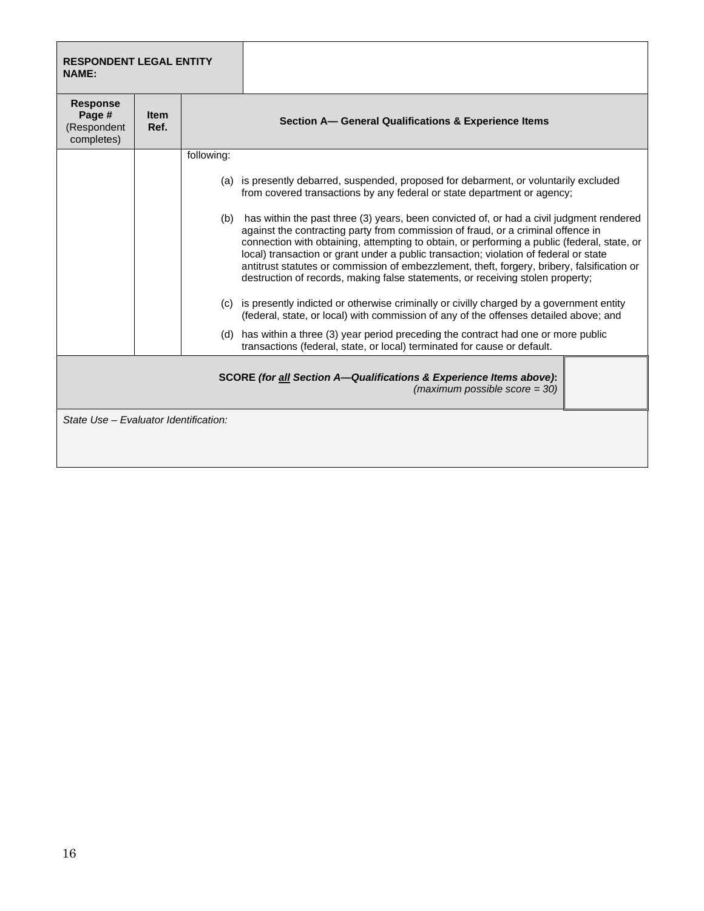| **RESPONDENT LEGAL ENTITY NAME:** | | |
|---|---|---|
| **Response Page #** (Respondent completes) | **Item Ref.** | **Section A— General Qualifications & Experience Items** |
| | | following:<br><br>(a) is presently debarred, suspended, proposed for debarment, or voluntarily excluded from covered transactions by any federal or state department or agency;<br><br>(b) has within the past three (3) years, been convicted of, or had a civil judgment rendered against the contracting party from commission of fraud, or a criminal offence in connection with obtaining, attempting to obtain, or performing a public (federal, state, or local) transaction or grant under a public transaction; violation of federal or state antitrust statutes or commission of embezzlement, theft, forgery, bribery, falsification or destruction of records, making false statements, or receiving stolen property;<br><br>(c) is presently indicted or otherwise criminally or civilly charged by a government entity (federal, state, or local) with commission of any of the offenses detailed above; and<br><br>(d) has within a three (3) year period preceding the contract had one or more public transactions (federal, state, or local) terminated for cause or default. |

| **SCORE** ***(for all Section A—Qualifications & Experience Items above)*****:** *(maximum possible score = 30)* | |
|---|---|

*State Use – Evaluator Identification:*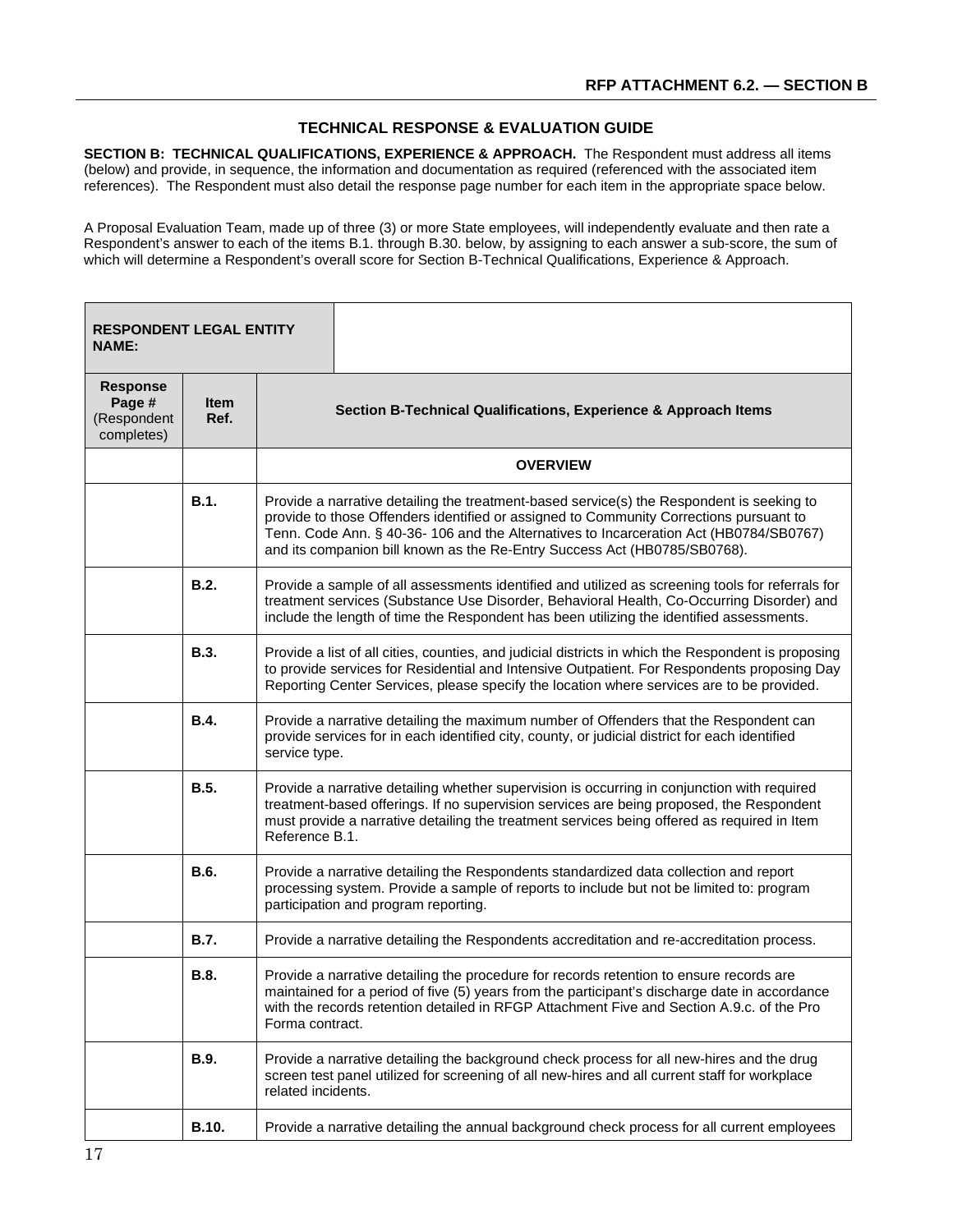**RFP ATTACHMENT 6.2. — SECTION B**

## TECHNICAL RESPONSE & EVALUATION GUIDE

**SECTION B: TECHNICAL QUALIFICATIONS, EXPERIENCE & APPROACH.** The Respondent must address all items (below) and provide, in sequence, the information and documentation as required (referenced with the associated item references). The Respondent must also detail the response page number for each item in the appropriate space below.

A Proposal Evaluation Team, made up of three (3) or more State employees, will independently evaluate and then rate a Respondent's answer to each of the items B.1. through B.30. below, by assigning to each answer a sub-score, the sum of which will determine a Respondent's overall score for Section B-Technical Qualifications, Experience & Approach.

| **RESPONDENT LEGAL ENTITY NAME:** | | |
|---|---|---|
| **Response Page #** (Respondent completes) | **Item Ref.** | **Section B-Technical Qualifications, Experience & Approach Items** |
| | | **OVERVIEW** |
| | **B.1.** | Provide a narrative detailing the treatment-based service(s) the Respondent is seeking to provide to those Offenders identified or assigned to Community Corrections pursuant to Tenn. Code Ann. § 40-36- 106 and the Alternatives to Incarceration Act (HB0784/SB0767) and its companion bill known as the Re-Entry Success Act (HB0785/SB0768). |
| | **B.2.** | Provide a sample of all assessments identified and utilized as screening tools for referrals for treatment services (Substance Use Disorder, Behavioral Health, Co-Occurring Disorder) and include the length of time the Respondent has been utilizing the identified assessments. |
| | **B.3.** | Provide a list of all cities, counties, and judicial districts in which the Respondent is proposing to provide services for Residential and Intensive Outpatient. For Respondents proposing Day Reporting Center Services, please specify the location where services are to be provided. |
| | **B.4.** | Provide a narrative detailing the maximum number of Offenders that the Respondent can provide services for in each identified city, county, or judicial district for each identified service type. |
| | **B.5.** | Provide a narrative detailing whether supervision is occurring in conjunction with required treatment-based offerings. If no supervision services are being proposed, the Respondent must provide a narrative detailing the treatment services being offered as required in Item Reference B.1. |
| | **B.6.** | Provide a narrative detailing the Respondents standardized data collection and report processing system. Provide a sample of reports to include but not be limited to: program participation and program reporting. |
| | **B.7.** | Provide a narrative detailing the Respondents accreditation and re-accreditation process. |
| | **B.8.** | Provide a narrative detailing the procedure for records retention to ensure records are maintained for a period of five (5) years from the participant's discharge date in accordance with the records retention detailed in RFGP Attachment Five and Section A.9.c. of the Pro Forma contract. |
| | **B.9.** | Provide a narrative detailing the background check process for all new-hires and the drug screen test panel utilized for screening of all new-hires and all current staff for workplace related incidents. |
| | **B.10.** | Provide a narrative detailing the annual background check process for all current employees |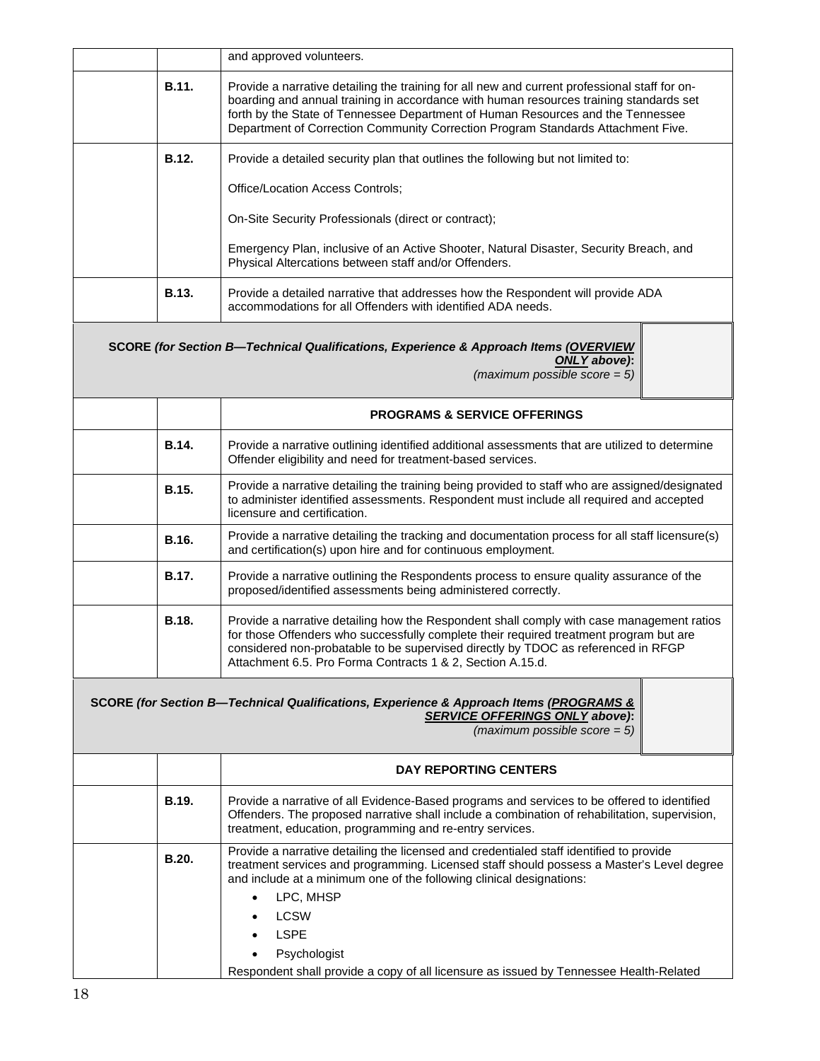| | | |
|---|---|---|
| | | and approved volunteers. |
| | **B.11.** | Provide a narrative detailing the training for all new and current professional staff for on-boarding and annual training in accordance with human resources training standards set forth by the State of Tennessee Department of Human Resources and the Tennessee Department of Correction Community Correction Program Standards Attachment Five. |
| | **B.12.** | Provide a detailed security plan that outlines the following but not limited to:<br><br>Office/Location Access Controls;<br><br>On-Site Security Professionals (direct or contract);<br><br>Emergency Plan, inclusive of an Active Shooter, Natural Disaster, Security Breach, and Physical Altercations between staff and/or Offenders. |
| | **B.13.** | Provide a detailed narrative that addresses how the Respondent will provide ADA accommodations for all Offenders with identified ADA needs. |
| **SCORE** ***(for Section B—Technical Qualifications, Experience & Approach Items (OVERVIEW ONLY above)*****:** *(maximum possible score = 5)* | | |
| | | **PROGRAMS & SERVICE OFFERINGS** |
| | **B.14.** | Provide a narrative outlining identified additional assessments that are utilized to determine Offender eligibility and need for treatment-based services. |
| | **B.15.** | Provide a narrative detailing the training being provided to staff who are assigned/designated to administer identified assessments. Respondent must include all required and accepted licensure and certification. |
| | **B.16.** | Provide a narrative detailing the tracking and documentation process for all staff licensure(s) and certification(s) upon hire and for continuous employment. |
| | **B.17.** | Provide a narrative outlining the Respondents process to ensure quality assurance of the proposed/identified assessments being administered correctly. |
| | **B.18.** | Provide a narrative detailing how the Respondent shall comply with case management ratios for those Offenders who successfully complete their required treatment program but are considered non-probatable to be supervised directly by TDOC as referenced in RFGP Attachment 6.5. Pro Forma Contracts 1 & 2, Section A.15.d. |
| **SCORE** ***(for Section B—Technical Qualifications, Experience & Approach Items (PROGRAMS & SERVICE OFFERINGS ONLY above)*****:** *(maximum possible score = 5)* | | |
| | | **DAY REPORTING CENTERS** |
| | **B.19.** | Provide a narrative of all Evidence-Based programs and services to be offered to identified Offenders. The proposed narrative shall include a combination of rehabilitation, supervision, treatment, education, programming and re-entry services. |
| | **B.20.** | Provide a narrative detailing the licensed and credentialed staff identified to provide treatment services and programming. Licensed staff should possess a Master's Level degree and include at a minimum one of the following clinical designations:<br>• LPC, MHSP<br>• LCSW<br>• LSPE<br>• Psychologist<br><br>Respondent shall provide a copy of all licensure as issued by Tennessee Health-Related |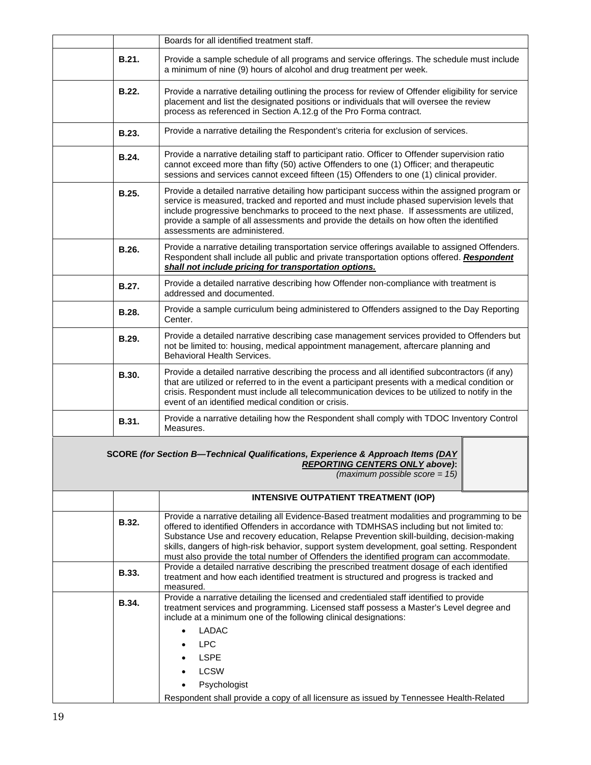| | | |
|---|---|---|
| | | Boards for all identified treatment staff. |
| | **B.21.** | Provide a sample schedule of all programs and service offerings. The schedule must include a minimum of nine (9) hours of alcohol and drug treatment per week. |
| | **B.22.** | Provide a narrative detailing outlining the process for review of Offender eligibility for service placement and list the designated positions or individuals that will oversee the review process as referenced in Section A.12.g of the Pro Forma contract. |
| | **B.23.** | Provide a narrative detailing the Respondent's criteria for exclusion of services. |
| | **B.24.** | Provide a narrative detailing staff to participant ratio. Officer to Offender supervision ratio cannot exceed more than fifty (50) active Offenders to one (1) Officer; and therapeutic sessions and services cannot exceed fifteen (15) Offenders to one (1) clinical provider. |
| | **B.25.** | Provide a detailed narrative detailing how participant success within the assigned program or service is measured, tracked and reported and must include phased supervision levels that include progressive benchmarks to proceed to the next phase. If assessments are utilized, provide a sample of all assessments and provide the details on how often the identified assessments are administered. |
| | **B.26.** | Provide a narrative detailing transportation service offerings available to assigned Offenders. Respondent shall include all public and private transportation options offered. ***Respondent shall not include pricing for transportation options.*** |
| | **B.27.** | Provide a detailed narrative describing how Offender non-compliance with treatment is addressed and documented. |
| | **B.28.** | Provide a sample curriculum being administered to Offenders assigned to the Day Reporting Center. |
| | **B.29.** | Provide a detailed narrative describing case management services provided to Offenders but not be limited to: housing, medical appointment management, aftercare planning and Behavioral Health Services. |
| | **B.30.** | Provide a detailed narrative describing the process and all identified subcontractors (if any) that are utilized or referred to in the event a participant presents with a medical condition or crisis. Respondent must include all telecommunication devices to be utilized to notify in the event of an identified medical condition or crisis. |
| | **B.31.** | Provide a narrative detailing how the Respondent shall comply with TDOC Inventory Control Measures. |
| **SCORE** ***(for Section B—Technical Qualifications, Experience & Approach Items (DAY REPORTING CENTERS ONLY above):*** *(maximum possible score = 15)* | | |
| | | **INTENSIVE OUTPATIENT TREATMENT (IOP)** |
| | **B.32.** | Provide a narrative detailing all Evidence-Based treatment modalities and programming to be offered to identified Offenders in accordance with TDMHSAS including but not limited to: Substance Use and recovery education, Relapse Prevention skill-building, decision-making skills, dangers of high-risk behavior, support system development, goal setting. Respondent must also provide the total number of Offenders the identified program can accommodate. |
| | **B.33.** | Provide a detailed narrative describing the prescribed treatment dosage of each identified treatment and how each identified treatment is structured and progress is tracked and measured. |
| | **B.34.** | Provide a narrative detailing the licensed and credentialed staff identified to provide treatment services and programming. Licensed staff possess a Master's Level degree and include at a minimum one of the following clinical designations:<br>• LADAC<br>• LPC<br>• LSPE<br>• LCSW<br>• Psychologist<br><br>Respondent shall provide a copy of all licensure as issued by Tennessee Health-Related |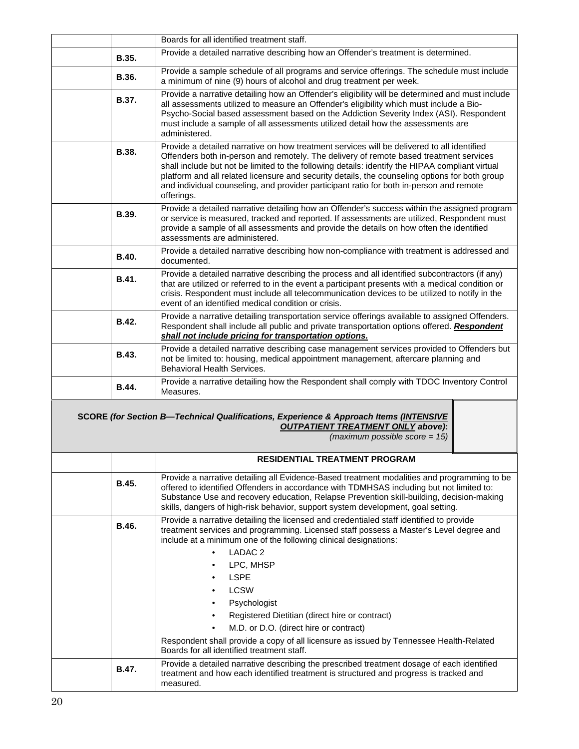| | | |
|---|---|---|
| | | Boards for all identified treatment staff. |
| | **B.35.** | Provide a detailed narrative describing how an Offender's treatment is determined. |
| | **B.36.** | Provide a sample schedule of all programs and service offerings. The schedule must include a minimum of nine (9) hours of alcohol and drug treatment per week. |
| | **B.37.** | Provide a narrative detailing how an Offender's eligibility will be determined and must include all assessments utilized to measure an Offender's eligibility which must include a Bio-Psycho-Social based assessment based on the Addiction Severity Index (ASI). Respondent must include a sample of all assessments utilized detail how the assessments are administered. |
| | **B.38.** | Provide a detailed narrative on how treatment services will be delivered to all identified Offenders both in-person and remotely. The delivery of remote based treatment services shall include but not be limited to the following details: identify the HIPAA compliant virtual platform and all related licensure and security details, the counseling options for both group and individual counseling, and provider participant ratio for both in-person and remote offerings. |
| | **B.39.** | Provide a detailed narrative detailing how an Offender's success within the assigned program or service is measured, tracked and reported. If assessments are utilized, Respondent must provide a sample of all assessments and provide the details on how often the identified assessments are administered. |
| | **B.40.** | Provide a detailed narrative describing how non-compliance with treatment is addressed and documented. |
| | **B.41.** | Provide a detailed narrative describing the process and all identified subcontractors (if any) that are utilized or referred to in the event a participant presents with a medical condition or crisis. Respondent must include all telecommunication devices to be utilized to notify in the event of an identified medical condition or crisis. |
| | **B.42.** | Provide a narrative detailing transportation service offerings available to assigned Offenders. Respondent shall include all public and private transportation options offered. ***<u>Respondent shall not include pricing for transportation options.</u>*** |
| | **B.43.** | Provide a detailed narrative describing case management services provided to Offenders but not be limited to: housing, medical appointment management, aftercare planning and Behavioral Health Services. |
| | **B.44.** | Provide a narrative detailing how the Respondent shall comply with TDOC Inventory Control Measures. |
| **SCORE** ***(for Section B—Technical Qualifications, Experience & Approach Items (<u>INTENSIVE OUTPATIENT TREATMENT ONLY</u> above):*** *(maximum possible score = 15)* | | |
| | | **RESIDENTIAL TREATMENT PROGRAM** |
| | **B.45.** | Provide a narrative detailing all Evidence-Based treatment modalities and programming to be offered to identified Offenders in accordance with TDMHSAS including but not limited to: Substance Use and recovery education, Relapse Prevention skill-building, decision-making skills, dangers of high-risk behavior, support system development, goal setting. |
| | **B.46.** | Provide a narrative detailing the licensed and credentialed staff identified to provide treatment services and programming. Licensed staff possess a Master's Level degree and include at a minimum one of the following clinical designations:<br>• LADAC 2<br>• LPC, MHSP<br>• LSPE<br>• LCSW<br>• Psychologist<br>• Registered Dietitian (direct hire or contract)<br>• M.D. or D.O. (direct hire or contract)<br>Respondent shall provide a copy of all licensure as issued by Tennessee Health-Related Boards for all identified treatment staff. |
| | **B.47.** | Provide a detailed narrative describing the prescribed treatment dosage of each identified treatment and how each identified treatment is structured and progress is tracked and measured. |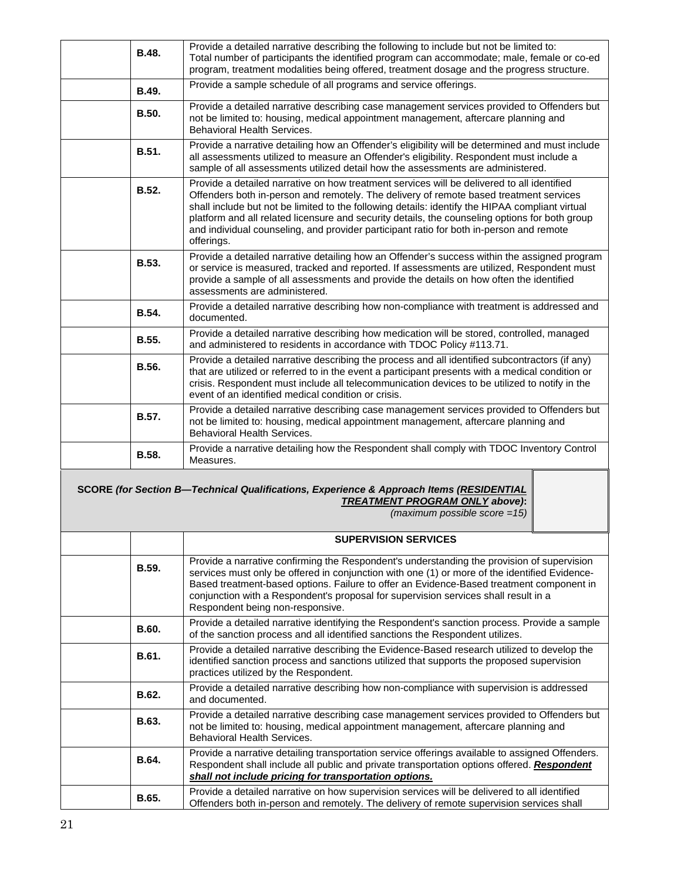| | | |
|---|---|---|
| | **B.48.** | Provide a detailed narrative describing the following to include but not be limited to: Total number of participants the identified program can accommodate; male, female or co-ed program, treatment modalities being offered, treatment dosage and the progress structure. |
| | **B.49.** | Provide a sample schedule of all programs and service offerings. |
| | **B.50.** | Provide a detailed narrative describing case management services provided to Offenders but not be limited to: housing, medical appointment management, aftercare planning and Behavioral Health Services. |
| | **B.51.** | Provide a narrative detailing how an Offender's eligibility will be determined and must include all assessments utilized to measure an Offender's eligibility. Respondent must include a sample of all assessments utilized detail how the assessments are administered. |
| | **B.52.** | Provide a detailed narrative on how treatment services will be delivered to all identified Offenders both in-person and remotely. The delivery of remote based treatment services shall include but not be limited to the following details: identify the HIPAA compliant virtual platform and all related licensure and security details, the counseling options for both group and individual counseling, and provider participant ratio for both in-person and remote offerings. |
| | **B.53.** | Provide a detailed narrative detailing how an Offender's success within the assigned program or service is measured, tracked and reported. If assessments are utilized, Respondent must provide a sample of all assessments and provide the details on how often the identified assessments are administered. |
| | **B.54.** | Provide a detailed narrative describing how non-compliance with treatment is addressed and documented. |
| | **B.55.** | Provide a detailed narrative describing how medication will be stored, controlled, managed and administered to residents in accordance with TDOC Policy #113.71. |
| | **B.56.** | Provide a detailed narrative describing the process and all identified subcontractors (if any) that are utilized or referred to in the event a participant presents with a medical condition or crisis. Respondent must include all telecommunication devices to be utilized to notify in the event of an identified medical condition or crisis. |
| | **B.57.** | Provide a detailed narrative describing case management services provided to Offenders but not be limited to: housing, medical appointment management, aftercare planning and Behavioral Health Services. |
| | **B.58.** | Provide a narrative detailing how the Respondent shall comply with TDOC Inventory Control Measures. |
| **SCORE** ***(for Section B—Technical Qualifications, Experience & Approach Items (<u>RESIDENTIAL TREATMENT PROGRAM ONLY</u> above)*:** *(maximum possible score =15)* | | |
| | | **SUPERVISION SERVICES** |
| | **B.59.** | Provide a narrative confirming the Respondent's understanding the provision of supervision services must only be offered in conjunction with one (1) or more of the identified Evidence-Based treatment-based options. Failure to offer an Evidence-Based treatment component in conjunction with a Respondent's proposal for supervision services shall result in a Respondent being non-responsive. |
| | **B.60.** | Provide a detailed narrative identifying the Respondent's sanction process. Provide a sample of the sanction process and all identified sanctions the Respondent utilizes. |
| | **B.61.** | Provide a detailed narrative describing the Evidence-Based research utilized to develop the identified sanction process and sanctions utilized that supports the proposed supervision practices utilized by the Respondent. |
| | **B.62.** | Provide a detailed narrative describing how non-compliance with supervision is addressed and documented. |
| | **B.63.** | Provide a detailed narrative describing case management services provided to Offenders but not be limited to: housing, medical appointment management, aftercare planning and Behavioral Health Services. |
| | **B.64.** | Provide a narrative detailing transportation service offerings available to assigned Offenders. Respondent shall include all public and private transportation options offered. ***<u>Respondent shall not include pricing for transportation options.</u>*** |
| | **B.65.** | Provide a detailed narrative on how supervision services will be delivered to all identified Offenders both in-person and remotely. The delivery of remote supervision services shall |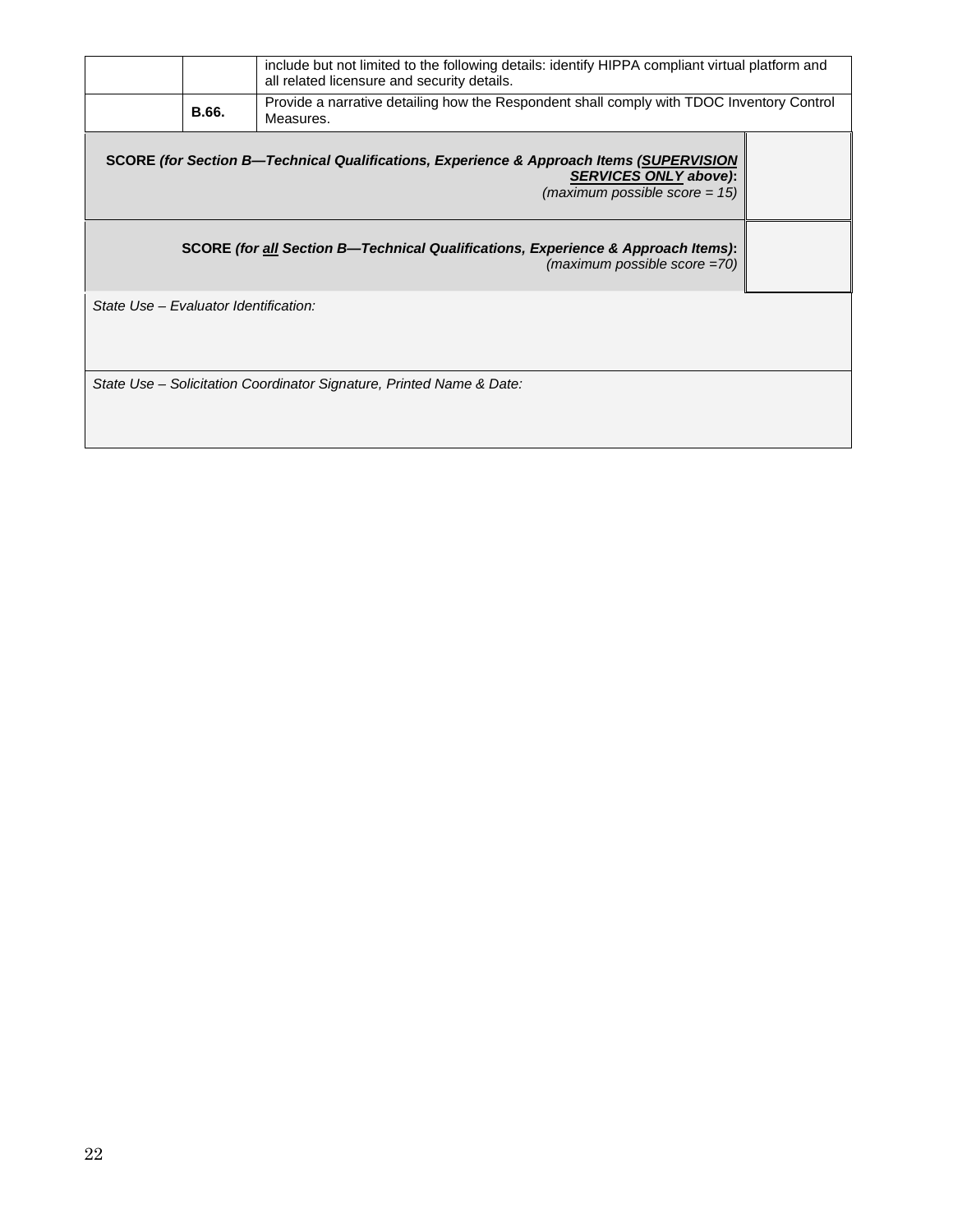| | | |
|---|---|---|
| | | include but not limited to the following details: identify HIPPA compliant virtual platform and all related licensure and security details. |
| | **B.66.** | Provide a narrative detailing how the Respondent shall comply with TDOC Inventory Control Measures. |

| | |
|---|---|
| **SCORE *(for Section B—Technical Qualifications, Experience & Approach Items (<u>SUPERVISION SERVICES ONLY</u> above)*:** *(maximum possible score = 15)* | |
| **SCORE *(for <u>all</u> Section B—Technical Qualifications, Experience & Approach Items)*:** *(maximum possible score =70)* | |

*State Use – Evaluator Identification:*

*State Use – Solicitation Coordinator Signature, Printed Name & Date:*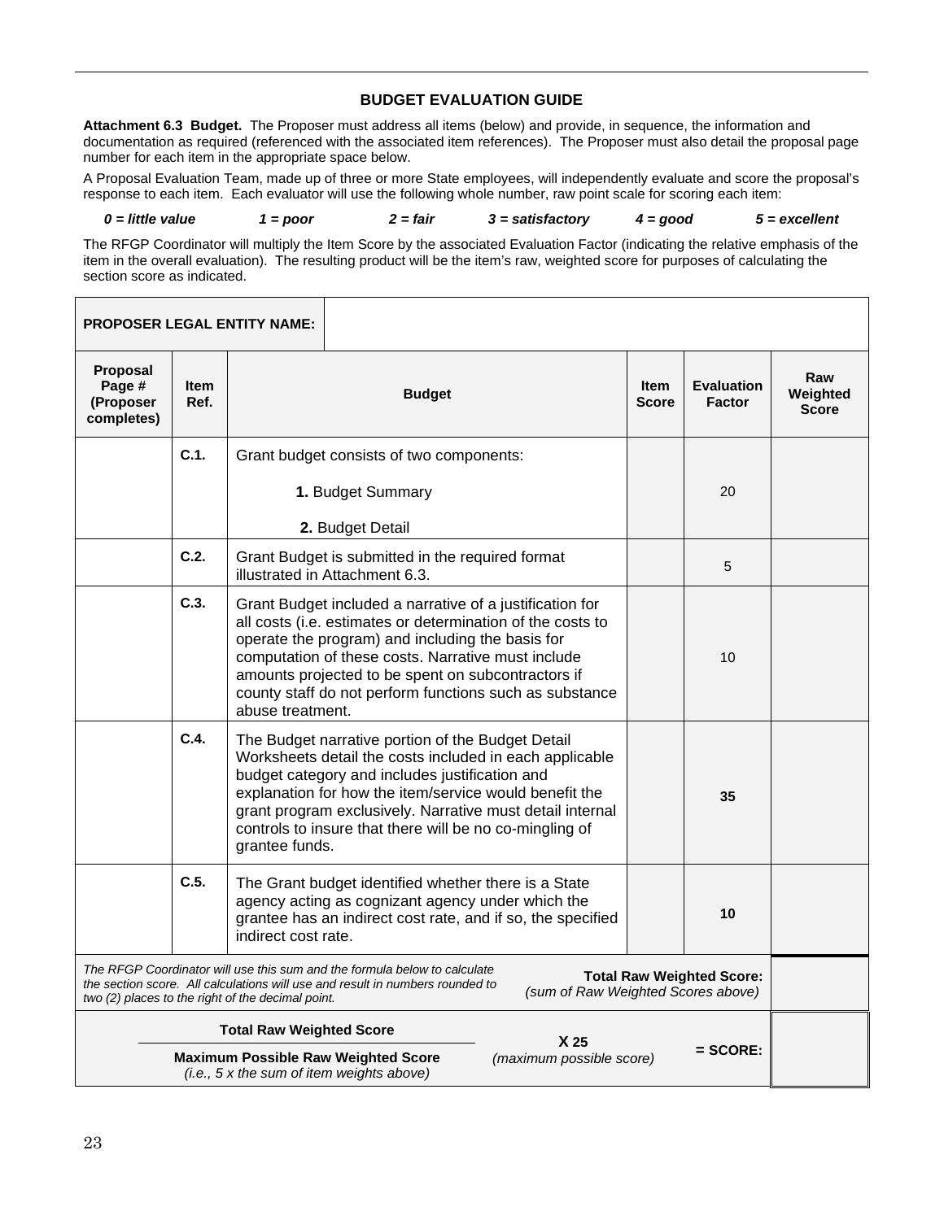## BUDGET EVALUATION GUIDE

**Attachment 6.3 Budget.** The Proposer must address all items (below) and provide, in sequence, the information and documentation as required (referenced with the associated item references). The Proposer must also detail the proposal page number for each item in the appropriate space below.

A Proposal Evaluation Team, made up of three or more State employees, will independently evaluate and score the proposal's response to each item. Each evaluator will use the following whole number, raw point scale for scoring each item:

***0 = little value*** ***1 = poor*** ***2 = fair*** ***3 = satisfactory*** ***4 = good*** ***5 = excellent***

The RFGP Coordinator will multiply the Item Score by the associated Evaluation Factor (indicating the relative emphasis of the item in the overall evaluation). The resulting product will be the item's raw, weighted score for purposes of calculating the section score as indicated.

| **PROPOSER LEGAL ENTITY NAME:** | | | | | |
|---|---|---|---|---|---|
| **Proposal Page # (Proposer completes)** | **Item Ref.** | **Budget** | **Item Score** | **Evaluation Factor** | **Raw Weighted Score** |
| | **C.1.** | Grant budget consists of two components:<br>**1.** Budget Summary<br>**2.** Budget Detail | | 20 | |
| | **C.2.** | Grant Budget is submitted in the required format illustrated in Attachment 6.3. | | 5 | |
| | **C.3.** | Grant Budget included a narrative of a justification for all costs (i.e. estimates or determination of the costs to operate the program) and including the basis for computation of these costs. Narrative must include amounts projected to be spent on subcontractors if county staff do not perform functions such as substance abuse treatment. | | 10 | |
| | **C.4.** | The Budget narrative portion of the Budget Detail Worksheets detail the costs included in each applicable budget category and includes justification and explanation for how the item/service would benefit the grant program exclusively. Narrative must detail internal controls to insure that there will be no co-mingling of grantee funds. | | **35** | |
| | **C.5.** | The Grant budget identified whether there is a State agency acting as cognizant agency under which the grantee has an indirect cost rate, and if so, the specified indirect cost rate. | | **10** | |
| *The RFGP Coordinator will use this sum and the formula below to calculate the section score. All calculations will use and result in numbers rounded to two (2) places to the right of the decimal point.* | | | | **Total Raw Weighted Score:** *(sum of Raw Weighted Scores above)* | |
| **Total Raw Weighted Score** / **Maximum Possible Raw Weighted Score** *(i.e., 5 x the sum of item weights above)* | | **X 25** *(maximum possible score)* | | **= SCORE:** | |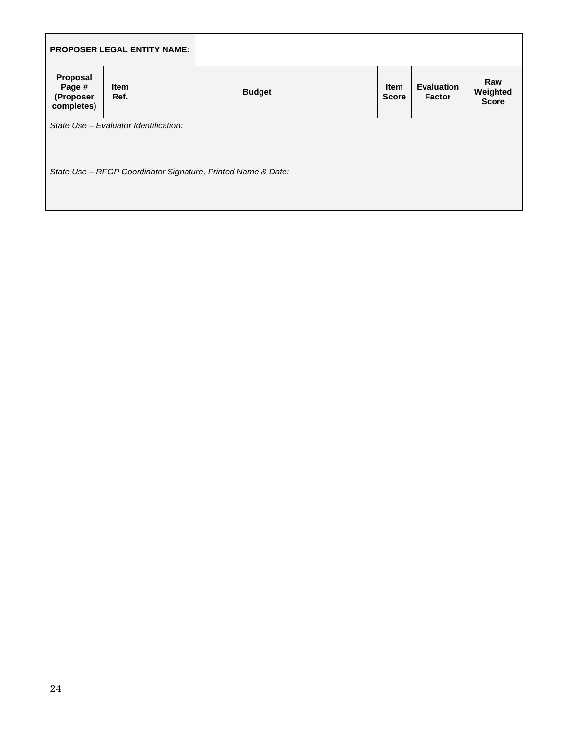| PROPOSER LEGAL ENTITY NAME: | | | | | |
|---|---|---|---|---|---|
| **Proposal Page # (Proposer completes)** | **Item Ref.** | **Budget** | **Item Score** | **Evaluation Factor** | **Raw Weighted Score** |
| *State Use – Evaluator Identification:* | | | | | |
| *State Use – RFGP Coordinator Signature, Printed Name & Date:* | | | | | |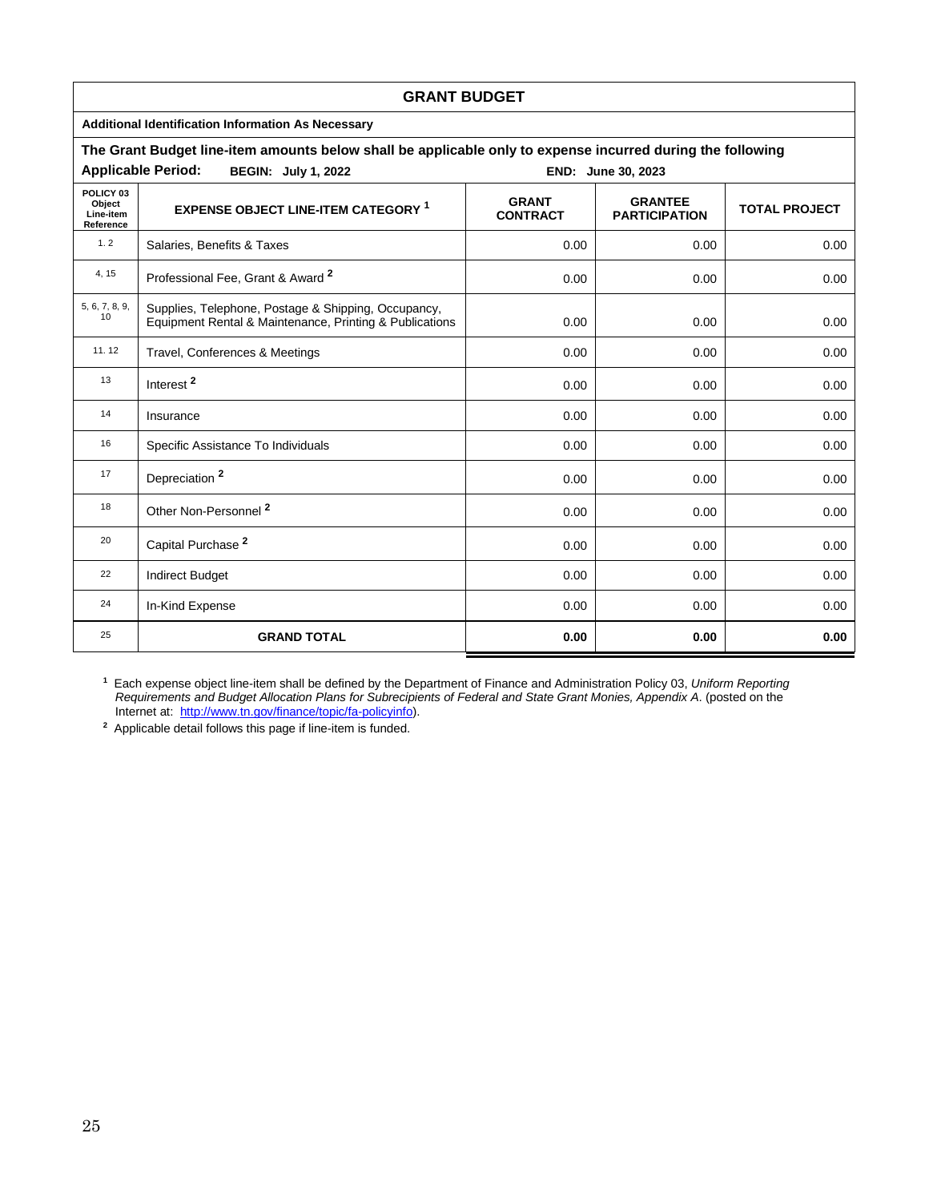## GRANT BUDGET

**Additional Identification Information As Necessary**

**The Grant Budget line-item amounts below shall be applicable only to expense incurred during the following**

**Applicable Period:** **BEGIN: July 1, 2022** **END: June 30, 2023**

| POLICY 03 Object Line-item Reference | EXPENSE OBJECT LINE-ITEM CATEGORY [1] | GRANT CONTRACT | GRANTEE PARTICIPATION | TOTAL PROJECT |
|---|---|---|---|---|
| 1. 2 | Salaries, Benefits & Taxes | 0.00 | 0.00 | 0.00 |
| 4, 15 | Professional Fee, Grant & Award [2] | 0.00 | 0.00 | 0.00 |
| 5, 6, 7, 8, 9, 10 | Supplies, Telephone, Postage & Shipping, Occupancy, Equipment Rental & Maintenance, Printing & Publications | 0.00 | 0.00 | 0.00 |
| 11. 12 | Travel, Conferences & Meetings | 0.00 | 0.00 | 0.00 |
| 13 | Interest [2] | 0.00 | 0.00 | 0.00 |
| 14 | Insurance | 0.00 | 0.00 | 0.00 |
| 16 | Specific Assistance To Individuals | 0.00 | 0.00 | 0.00 |
| 17 | Depreciation [2] | 0.00 | 0.00 | 0.00 |
| 18 | Other Non-Personnel [2] | 0.00 | 0.00 | 0.00 |
| 20 | Capital Purchase [2] | 0.00 | 0.00 | 0.00 |
| 22 | Indirect Budget | 0.00 | 0.00 | 0.00 |
| 24 | In-Kind Expense | 0.00 | 0.00 | 0.00 |
| 25 | **GRAND TOTAL** | **0.00** | **0.00** | **0.00** |

[1] Each expense object line-item shall be defined by the Department of Finance and Administration Policy 03, *Uniform Reporting Requirements and Budget Allocation Plans for Subrecipients of Federal and State Grant Monies, Appendix A*. (posted on the Internet at: http://www.tn.gov/finance/topic/fa-policyinfo).

[2] Applicable detail follows this page if line-item is funded.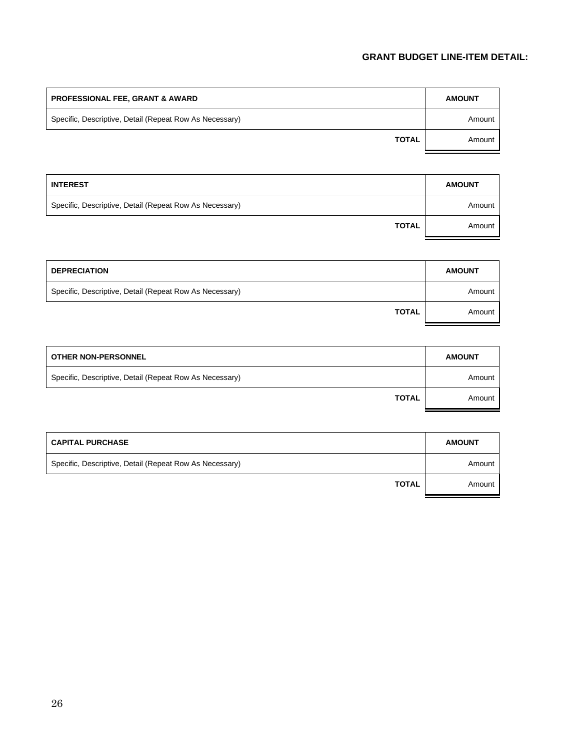**GRANT BUDGET LINE-ITEM DETAIL:**

| PROFESSIONAL FEE, GRANT & AWARD | AMOUNT |
|---|---|
| Specific, Descriptive, Detail (Repeat Row As Necessary) | Amount |
| **TOTAL** | Amount |

| INTEREST | AMOUNT |
|---|---|
| Specific, Descriptive, Detail (Repeat Row As Necessary) | Amount |
| **TOTAL** | Amount |

| DEPRECIATION | AMOUNT |
|---|---|
| Specific, Descriptive, Detail (Repeat Row As Necessary) | Amount |
| **TOTAL** | Amount |

| OTHER NON-PERSONNEL | AMOUNT |
|---|---|
| Specific, Descriptive, Detail (Repeat Row As Necessary) | Amount |
| **TOTAL** | Amount |

| CAPITAL PURCHASE | AMOUNT |
|---|---|
| Specific, Descriptive, Detail (Repeat Row As Necessary) | Amount |
| **TOTAL** | Amount |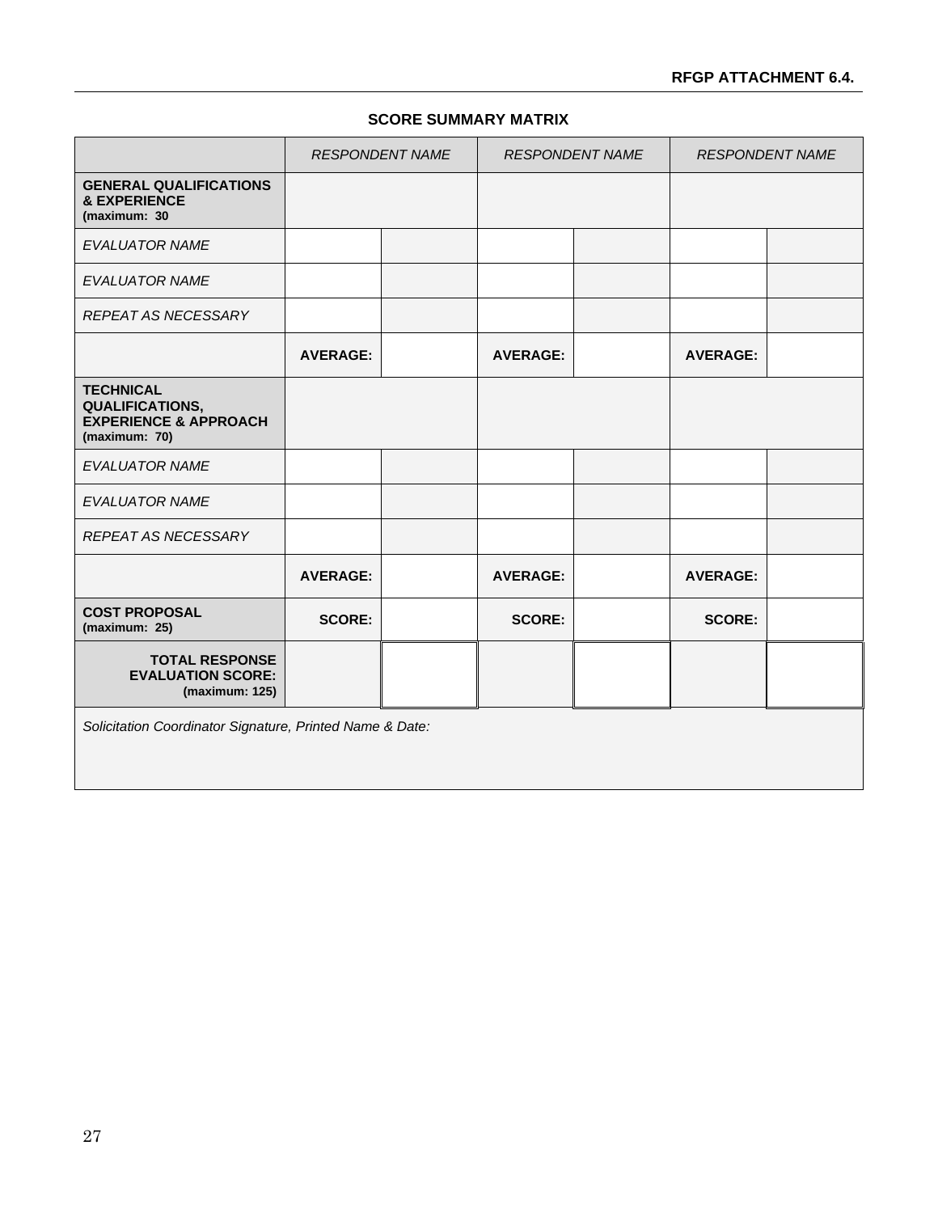RFGP ATTACHMENT 6.4.

## SCORE SUMMARY MATRIX

| | *RESPONDENT NAME* | | *RESPONDENT NAME* | | *RESPONDENT NAME* | |
|---|---|---|---|---|---|---|
| **GENERAL QUALIFICATIONS & EXPERIENCE (maximum: 30** | | | | | | |
| *EVALUATOR NAME* | | | | | | |
| *EVALUATOR NAME* | | | | | | |
| *REPEAT AS NECESSARY* | | | | | | |
| | **AVERAGE:** | | **AVERAGE:** | | **AVERAGE:** | |
| **TECHNICAL QUALIFICATIONS, EXPERIENCE & APPROACH (maximum: 70)** | | | | | | |
| *EVALUATOR NAME* | | | | | | |
| *EVALUATOR NAME* | | | | | | |
| *REPEAT AS NECESSARY* | | | | | | |
| | **AVERAGE:** | | **AVERAGE:** | | **AVERAGE:** | |
| **COST PROPOSAL (maximum: 25)** | **SCORE:** | | **SCORE:** | | **SCORE:** | |
| **TOTAL RESPONSE EVALUATION SCORE: (maximum: 125)** | | | | | | |
| *Solicitation Coordinator Signature, Printed Name & Date:* | | | | | | |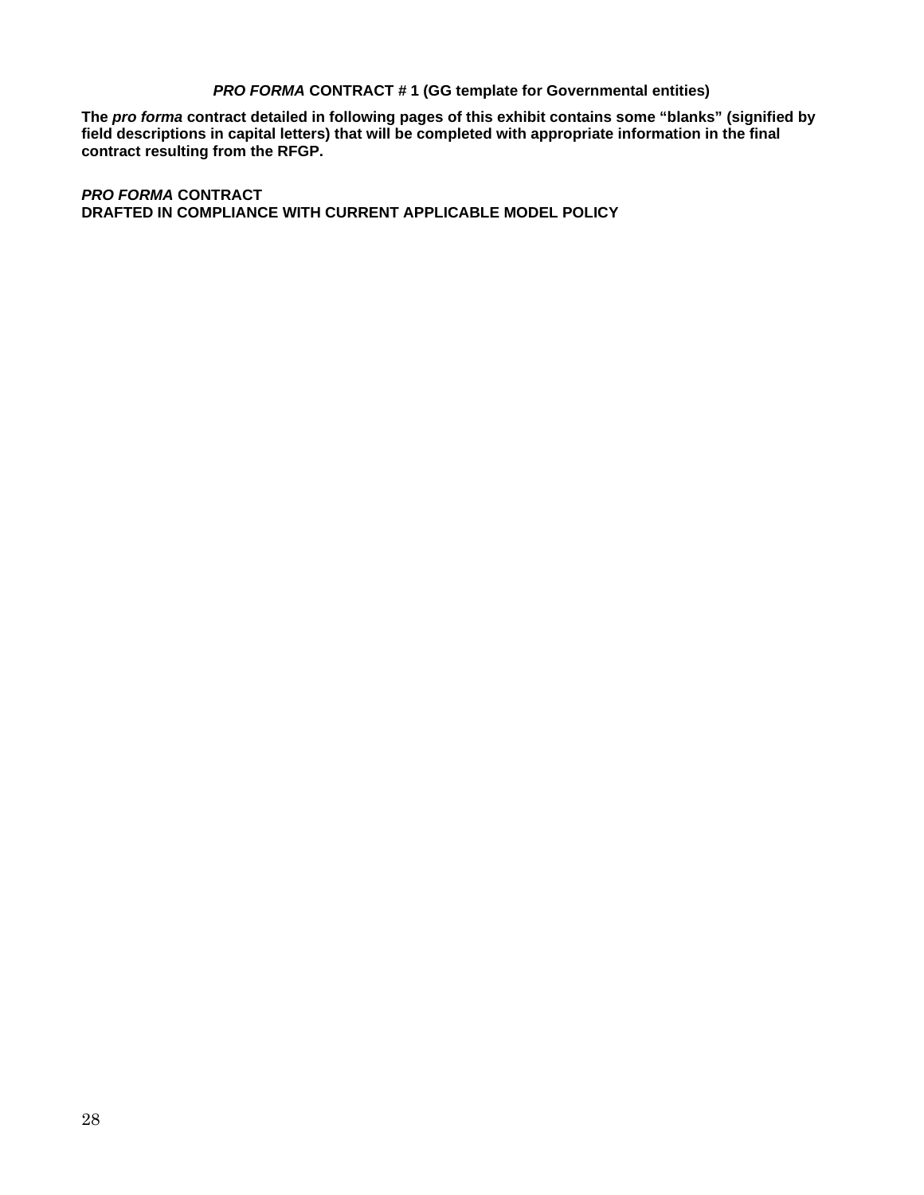***PRO FORMA* CONTRACT # 1 (GG template for Governmental entities)**

**The *pro forma* contract detailed in following pages of this exhibit contains some "blanks" (signified by field descriptions in capital letters) that will be completed with appropriate information in the final contract resulting from the RFGP.**

***PRO FORMA* CONTRACT**
**DRAFTED IN COMPLIANCE WITH CURRENT APPLICABLE MODEL POLICY**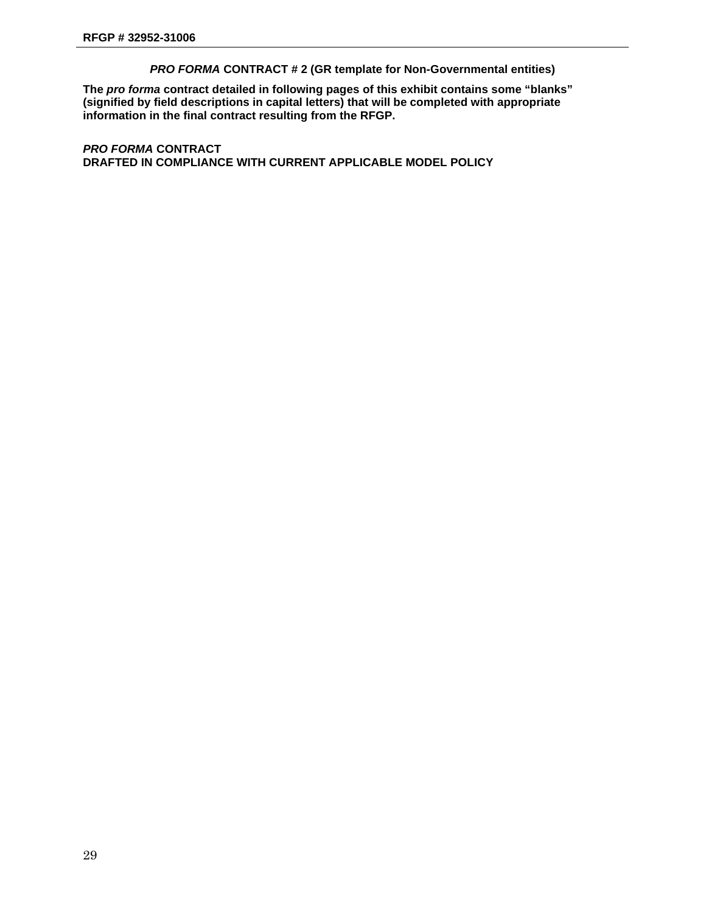### ***PRO FORMA*** **CONTRACT # 2 (GR template for Non-Governmental entities)**

**The *pro forma* contract detailed in following pages of this exhibit contains some "blanks" (signified by field descriptions in capital letters) that will be completed with appropriate information in the final contract resulting from the RFGP.**

***PRO FORMA*** **CONTRACT**
**DRAFTED IN COMPLIANCE WITH CURRENT APPLICABLE MODEL POLICY**